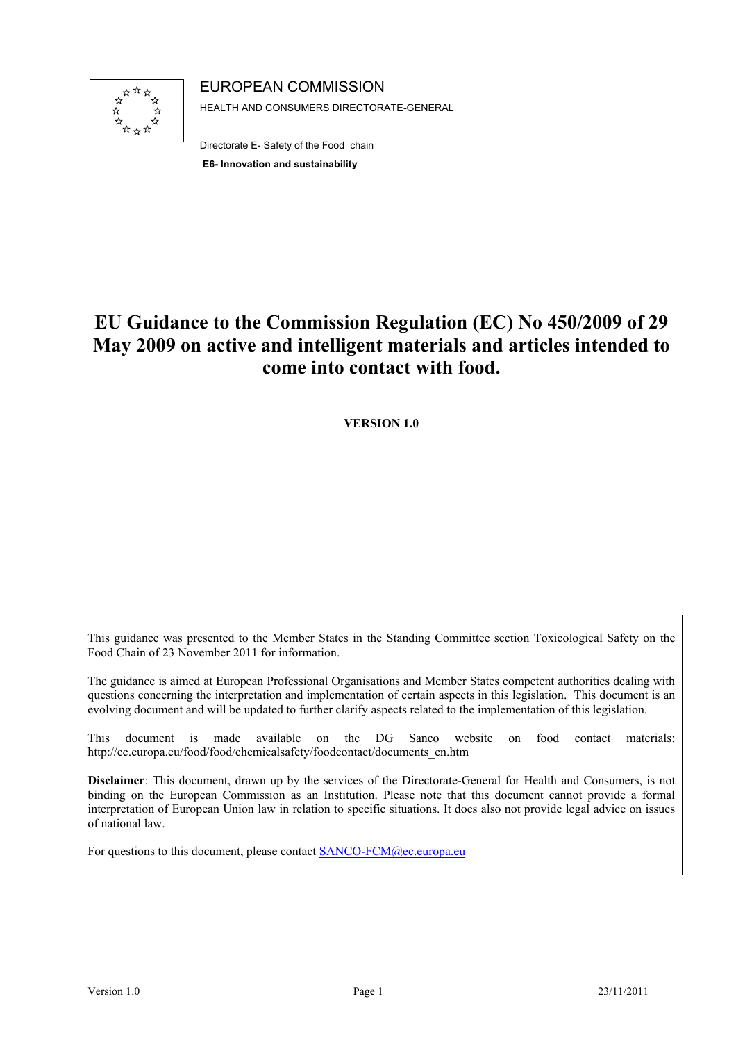EUROPEAN COMMISSION

HEALTH AND CONSUMERS DIRECTORATE-GENERAL

Directorate E- Safety of the Food chain

**E6- Innovation and sustainability**

# EU Guidance to the Commission Regulation (EC) No 450/2009 of 29 May 2009 on active and intelligent materials and articles intended to come into contact with food.

**VERSION 1.0**

This guidance was presented to the Member States in the Standing Committee section Toxicological Safety on the Food Chain of 23 November 2011 for information.

The guidance is aimed at European Professional Organisations and Member States competent authorities dealing with questions concerning the interpretation and implementation of certain aspects in this legislation. This document is an evolving document and will be updated to further clarify aspects related to the implementation of this legislation.

This document is made available on the DG Sanco website on food contact materials: http://ec.europa.eu/food/food/chemicalsafety/foodcontact/documents_en.htm

**Disclaimer**: This document, drawn up by the services of the Directorate-General for Health and Consumers, is not binding on the European Commission as an Institution. Please note that this document cannot provide a formal interpretation of European Union law in relation to specific situations. It does also not provide legal advice on issues of national law.

For questions to this document, please contact SANCO-FCM@ec.europa.eu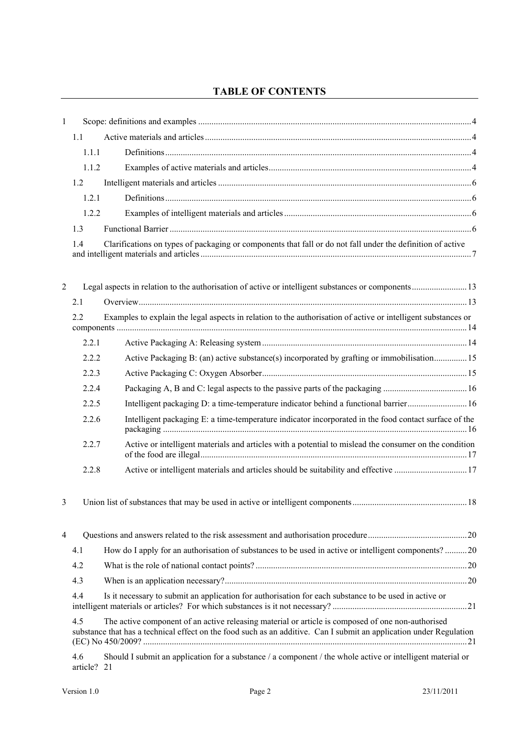# TABLE OF CONTENTS

1 Scope: definitions and examples ....................................................................................................................... 4

1.1 Active materials and articles ....................................................................................................................... 4

1.1.1 Definitions ........................................................................................................................................ 4

1.1.2 Examples of active materials and articles .......................................................................................... 4

1.2 Intelligent materials and articles ................................................................................................................. 6

1.2.1 Definitions ........................................................................................................................................ 6

1.2.2 Examples of intelligent materials and articles ................................................................................... 6

1.3 Functional Barrier ....................................................................................................................................... 6

1.4 Clarifications on types of packaging or components that fall or do not fall under the definition of active and intelligent materials and articles ......................................................................................................................... 7

2 Legal aspects in relation to the authorisation of active or intelligent substances or components ........................ 13

2.1 Overview ................................................................................................................................................... 13

2.2 Examples to explain the legal aspects in relation to the authorisation of active or intelligent substances or components ........................................................................................................................................................... 14

2.2.1 Active Packaging A: Releasing system ........................................................................................... 14

2.2.2 Active Packaging B: (an) active substance(s) incorporated by grafting or immobilisation ............... 15

2.2.3 Active Packaging C: Oxygen Absorber ........................................................................................... 15

2.2.4 Packaging A, B and C: legal aspects to the passive parts of the packaging ..................................... 16

2.2.5 Intelligent packaging D: a time-temperature indicator behind a functional barrier .......................... 16

2.2.6 Intelligent packaging E: a time-temperature indicator incorporated in the food contact surface of the packaging ........................................................................................................................................ 16

2.2.7 Active or intelligent materials and articles with a potential to mislead the consumer on the condition of the food are illegal ....................................................................................................................... 17

2.2.8 Active or intelligent materials and articles should be suitability and effective ................................ 17

3 Union list of substances that may be used in active or intelligent components .................................................. 18

4 Questions and answers related to the risk assessment and authorisation procedure ........................................... 20

4.1 How do I apply for an authorisation of substances to be used in active or intelligent components? .......... 20

4.2 What is the role of national contact points? .............................................................................................. 20

4.3 When is an application necessary? ............................................................................................................ 20

4.4 Is it necessary to submit an application for authorisation for each substance to be used in active or intelligent materials or articles? For which substances is it not necessary? ............................................................ 21

4.5 The active component of an active releasing material or article is composed of one non-authorised substance that has a technical effect on the food such as an additive. Can I submit an application under Regulation (EC) No 450/2009? ................................................................................................................................................ 21

4.6 Should I submit an application for a substance / a component / the whole active or intelligent material or article? 21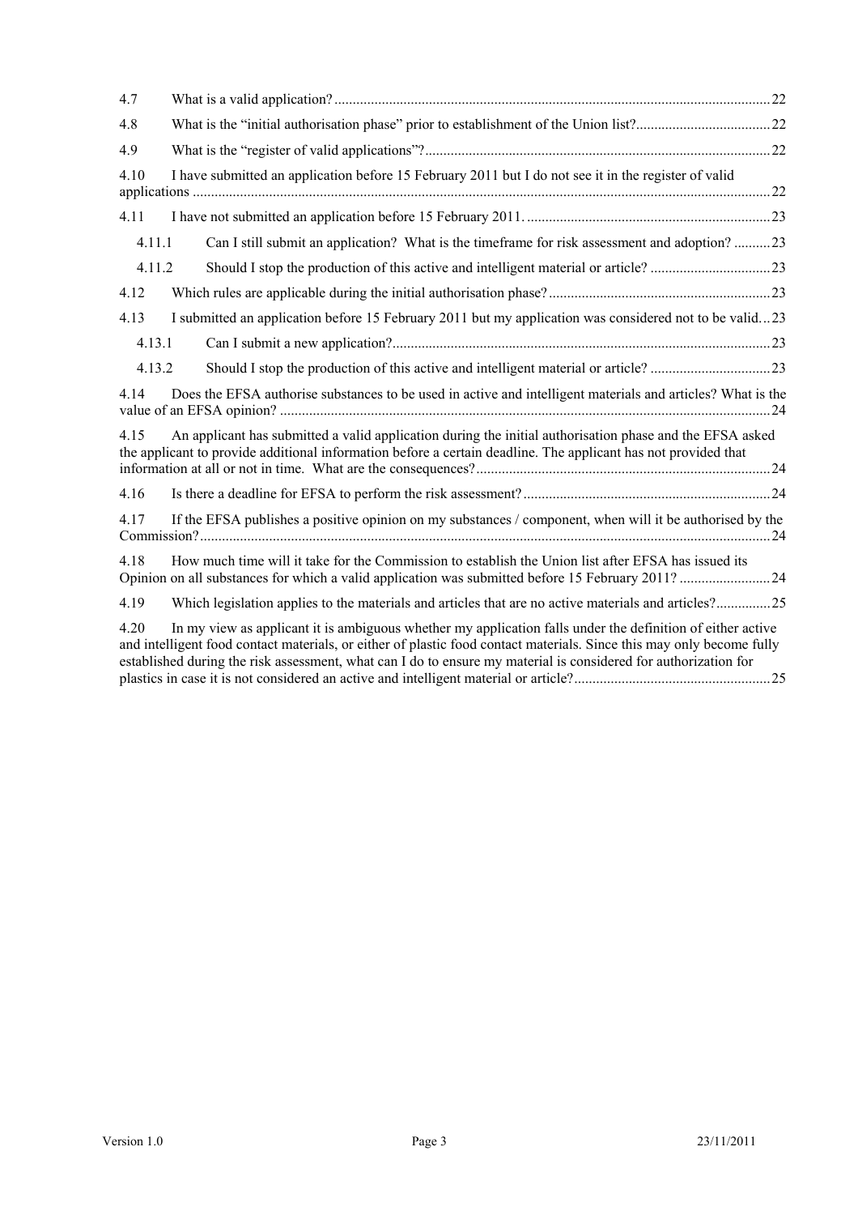4.7 What is a valid application? ........................................................................................................... 22

4.8 What is the "initial authorisation phase" prior to establishment of the Union list? ..................................... 22

4.9 What is the "register of valid applications"? ............................................................................................ 22

4.10 I have submitted an application before 15 February 2011 but I do not see it in the register of valid applications ............................................................................................................................................. 22

4.11 I have not submitted an application before 15 February 2011. ................................................................... 23

4.11.1 Can I still submit an application? What is the timeframe for risk assessment and adoption? .......... 23

4.11.2 Should I stop the production of this active and intelligent material or article? ................................. 23

4.12 Which rules are applicable during the initial authorisation phase? ............................................................ 23

4.13 I submitted an application before 15 February 2011 but my application was considered not to be valid ... 23

4.13.1 Can I submit a new application? ........................................................................................................ 23

4.13.2 Should I stop the production of this active and intelligent material or article? ................................. 23

4.14 Does the EFSA authorise substances to be used in active and intelligent materials and articles? What is the value of an EFSA opinion? ....................................................................................................................... 24

4.15 An applicant has submitted a valid application during the initial authorisation phase and the EFSA asked the applicant to provide additional information before a certain deadline. The applicant has not provided that information at all or not in time. What are the consequences? ................................................................................. 24

4.16 Is there a deadline for EFSA to perform the risk assessment? .................................................................... 24

4.17 If the EFSA publishes a positive opinion on my substances / component, when will it be authorised by the Commission? ............................................................................................................................................ 24

4.18 How much time will it take for the Commission to establish the Union list after EFSA has issued its Opinion on all substances for which a valid application was submitted before 15 February 2011? ......................... 24

4.19 Which legislation applies to the materials and articles that are no active materials and articles? ............... 25

4.20 In my view as applicant it is ambiguous whether my application falls under the definition of either active and intelligent food contact materials, or either of plastic food contact materials. Since this may only become fully established during the risk assessment, what can I do to ensure my material is considered for authorization for plastics in case it is not considered an active and intelligent material or article? ..................................................... 25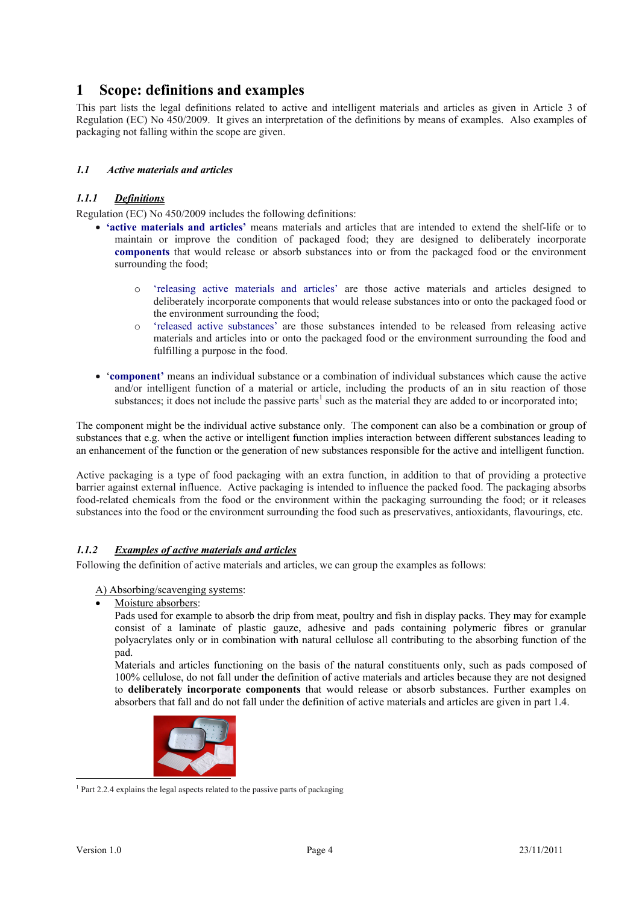# 1 Scope: definitions and examples

This part lists the legal definitions related to active and intelligent materials and articles as given in Article 3 of Regulation (EC) No 450/2009. It gives an interpretation of the definitions by means of examples. Also examples of packaging not falling within the scope are given.

## 1.1 *Active materials and articles*

### 1.1.1 *Definitions*

Regulation (EC) No 450/2009 includes the following definitions:

- **'active materials and articles'** means materials and articles that are intended to extend the shelf-life or to maintain or improve the condition of packaged food; they are designed to deliberately incorporate **components** that would release or absorb substances into or from the packaged food or the environment surrounding the food;
  - 'releasing active materials and articles' are those active materials and articles designed to deliberately incorporate components that would release substances into or onto the packaged food or the environment surrounding the food;
  - 'released active substances' are those substances intended to be released from releasing active materials and articles into or onto the packaged food or the environment surrounding the food and fulfilling a purpose in the food.
- '**component'** means an individual substance or a combination of individual substances which cause the active and/or intelligent function of a material or article, including the products of an in situ reaction of those substances; it does not include the passive parts[1] such as the material they are added to or incorporated into;

The component might be the individual active substance only. The component can also be a combination or group of substances that e.g. when the active or intelligent function implies interaction between different substances leading to an enhancement of the function or the generation of new substances responsible for the active and intelligent function.

Active packaging is a type of food packaging with an extra function, in addition to that of providing a protective barrier against external influence. Active packaging is intended to influence the packed food. The packaging absorbs food-related chemicals from the food or the environment within the packaging surrounding the food; or it releases substances into the food or the environment surrounding the food such as preservatives, antioxidants, flavourings, etc.

### 1.1.2 *Examples of active materials and articles*

Following the definition of active materials and articles, we can group the examples as follows:

A) Absorbing/scavenging systems:

- Moisture absorbers:
  Pads used for example to absorb the drip from meat, poultry and fish in display packs. They may for example consist of a laminate of plastic gauze, adhesive and pads containing polymeric fibres or granular polyacrylates only or in combination with natural cellulose all contributing to the absorbing function of the pad.
  Materials and articles functioning on the basis of the natural constituents only, such as pads composed of 100% cellulose, do not fall under the definition of active materials and articles because they are not designed to **deliberately incorporate components** that would release or absorb substances. Further examples on absorbers that fall and do not fall under the definition of active materials and articles are given in part 1.4.

[1] Part 2.2.4 explains the legal aspects related to the passive parts of packaging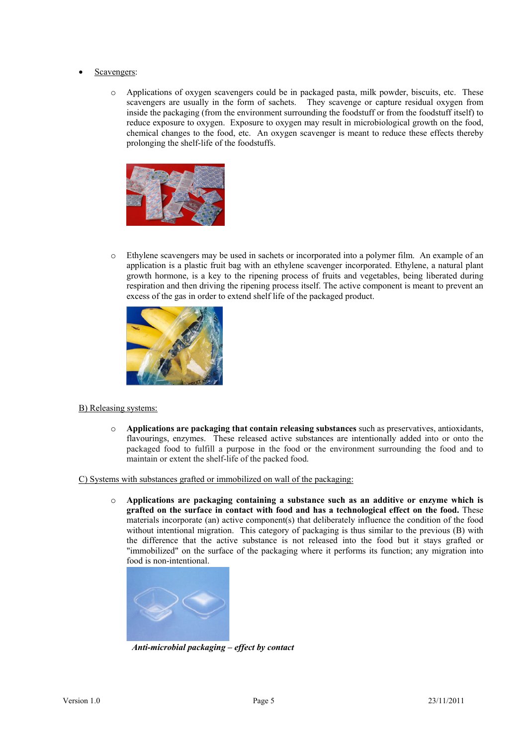- <u>Scavengers</u>:

  - Applications of oxygen scavengers could be in packaged pasta, milk powder, biscuits, etc. These scavengers are usually in the form of sachets. They scavenge or capture residual oxygen from inside the packaging (from the environment surrounding the foodstuff or from the foodstuff itself) to reduce exposure to oxygen. Exposure to oxygen may result in microbiological growth on the food, chemical changes to the food, etc. An oxygen scavenger is meant to reduce these effects thereby prolonging the shelf-life of the foodstuffs.

  - Ethylene scavengers may be used in sachets or incorporated into a polymer film. An example of an application is a plastic fruit bag with an ethylene scavenger incorporated. Ethylene, a natural plant growth hormone, is a key to the ripening process of fruits and vegetables, being liberated during respiration and then driving the ripening process itself. The active component is meant to prevent an excess of the gas in order to extend shelf life of the packaged product.

<u>B) Releasing systems:</u>

- **Applications are packaging that contain releasing substances** such as preservatives, antioxidants, flavourings, enzymes. These released active substances are intentionally added into or onto the packaged food to fulfill a purpose in the food or the environment surrounding the food and to maintain or extent the shelf-life of the packed food.

<u>C) Systems with substances grafted or immobilized on wall of the packaging:</u>

- **Applications are packaging containing a substance such as an additive or enzyme which is grafted on the surface in contact with food and has a technological effect on the food.** These materials incorporate (an) active component(s) that deliberately influence the condition of the food without intentional migration. This category of packaging is thus similar to the previous (B) with the difference that the active substance is not released into the food but it stays grafted or "immobilized" on the surface of the packaging where it performs its function; any migration into food is non-intentional.

***Anti-microbial packaging – effect by contact***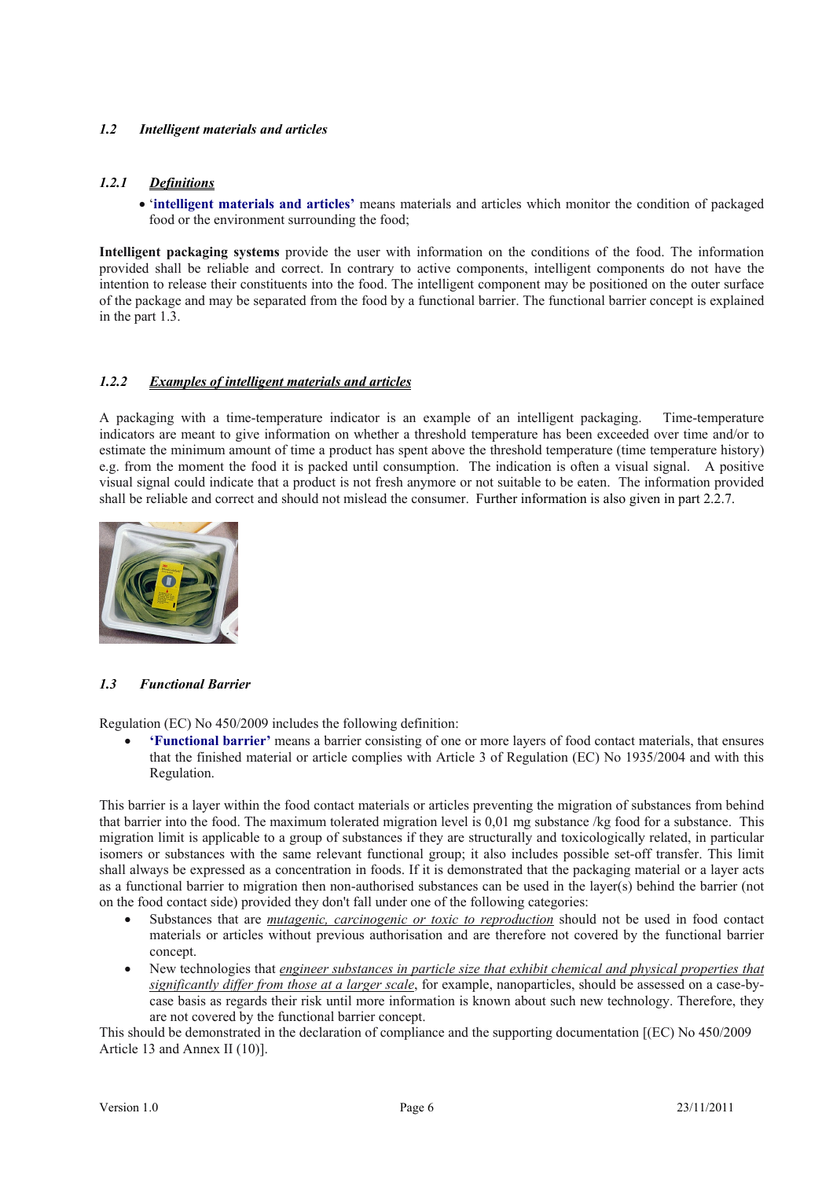### 1.2 *Intelligent materials and articles*

#### 1.2.1 ***Definitions***

- '**intelligent materials and articles'** means materials and articles which monitor the condition of packaged food or the environment surrounding the food;

**Intelligent packaging systems** provide the user with information on the conditions of the food. The information provided shall be reliable and correct. In contrary to active components, intelligent components do not have the intention to release their constituents into the food. The intelligent component may be positioned on the outer surface of the package and may be separated from the food by a functional barrier. The functional barrier concept is explained in the part 1.3.

#### 1.2.2 ***Examples of intelligent materials and articles***

A packaging with a time-temperature indicator is an example of an intelligent packaging. Time-temperature indicators are meant to give information on whether a threshold temperature has been exceeded over time and/or to estimate the minimum amount of time a product has spent above the threshold temperature (time temperature history) e.g. from the moment the food it is packed until consumption. The indication is often a visual signal. A positive visual signal could indicate that a product is not fresh anymore or not suitable to be eaten. The information provided shall be reliable and correct and should not mislead the consumer. Further information is also given in part 2.2.7.

### 1.3 *Functional Barrier*

Regulation (EC) No 450/2009 includes the following definition:

- **'Functional barrier'** means a barrier consisting of one or more layers of food contact materials, that ensures that the finished material or article complies with Article 3 of Regulation (EC) No 1935/2004 and with this Regulation.

This barrier is a layer within the food contact materials or articles preventing the migration of substances from behind that barrier into the food. The maximum tolerated migration level is 0,01 mg substance /kg food for a substance. This migration limit is applicable to a group of substances if they are structurally and toxicologically related, in particular isomers or substances with the same relevant functional group; it also includes possible set-off transfer. This limit shall always be expressed as a concentration in foods. If it is demonstrated that the packaging material or a layer acts as a functional barrier to migration then non-authorised substances can be used in the layer(s) behind the barrier (not on the food contact side) provided they don't fall under one of the following categories:

- Substances that are *mutagenic, carcinogenic or toxic to reproduction* should not be used in food contact materials or articles without previous authorisation and are therefore not covered by the functional barrier concept.
- New technologies that *engineer substances in particle size that exhibit chemical and physical properties that significantly differ from those at a larger scale*, for example, nanoparticles, should be assessed on a case-by-case basis as regards their risk until more information is known about such new technology. Therefore, they are not covered by the functional barrier concept.

This should be demonstrated in the declaration of compliance and the supporting documentation [(EC) No 450/2009 Article 13 and Annex II (10)].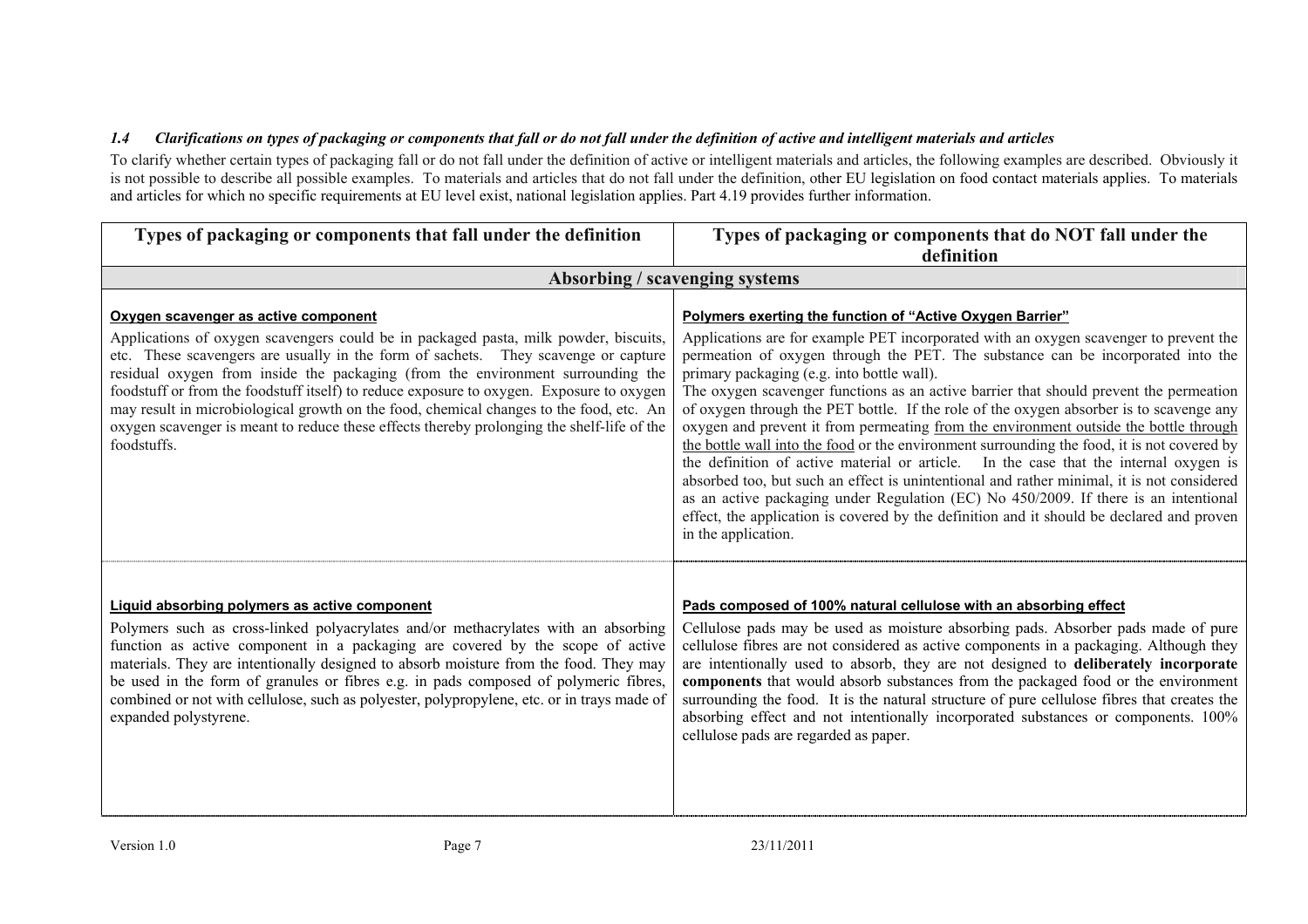### 1.4 *Clarifications on types of packaging or components that fall or do not fall under the definition of active and intelligent materials and articles*

To clarify whether certain types of packaging fall or do not fall under the definition of active or intelligent materials and articles, the following examples are described. Obviously it is not possible to describe all possible examples. To materials and articles that do not fall under the definition, other EU legislation on food contact materials applies. To materials and articles for which no specific requirements at EU level exist, national legislation applies. Part 4.19 provides further information.

| Types of packaging or components that fall under the definition | Types of packaging or components that do NOT fall under the definition |
|---|---|
| **Absorbing / scavenging systems** | |
| **Oxygen scavenger as active component**<br><br>Applications of oxygen scavengers could be in packaged pasta, milk powder, biscuits, etc. These scavengers are usually in the form of sachets. They scavenge or capture residual oxygen from inside the packaging (from the environment surrounding the foodstuff or from the foodstuff itself) to reduce exposure to oxygen. Exposure to oxygen may result in microbiological growth on the food, chemical changes to the food, etc. An oxygen scavenger is meant to reduce these effects thereby prolonging the shelf-life of the foodstuffs. | **Polymers exerting the function of "Active Oxygen Barrier"**<br><br>Applications are for example PET incorporated with an oxygen scavenger to prevent the permeation of oxygen through the PET. The substance can be incorporated into the primary packaging (e.g. into bottle wall).<br>The oxygen scavenger functions as an active barrier that should prevent the permeation of oxygen through the PET bottle. If the role of the oxygen absorber is to scavenge any oxygen and prevent it from permeating from the environment outside the bottle through the bottle wall into the food or the environment surrounding the food, it is not covered by the definition of active material or article. In the case that the internal oxygen is absorbed too, but such an effect is unintentional and rather minimal, it is not considered as an active packaging under Regulation (EC) No 450/2009. If there is an intentional effect, the application is covered by the definition and it should be declared and proven in the application. |
| **Liquid absorbing polymers as active component**<br><br>Polymers such as cross-linked polyacrylates and/or methacrylates with an absorbing function as active component in a packaging are covered by the scope of active materials. They are intentionally designed to absorb moisture from the food. They may be used in the form of granules or fibres e.g. in pads composed of polymeric fibres, combined or not with cellulose, such as polyester, polypropylene, etc. or in trays made of expanded polystyrene. | **Pads composed of 100% natural cellulose with an absorbing effect**<br><br>Cellulose pads may be used as moisture absorbing pads. Absorber pads made of pure cellulose fibres are not considered as active components in a packaging. Although they are intentionally used to absorb, they are not designed to **deliberately incorporate components** that would absorb substances from the packaged food or the environment surrounding the food. It is the natural structure of pure cellulose fibres that creates the absorbing effect and not intentionally incorporated substances or components. 100% cellulose pads are regarded as paper. |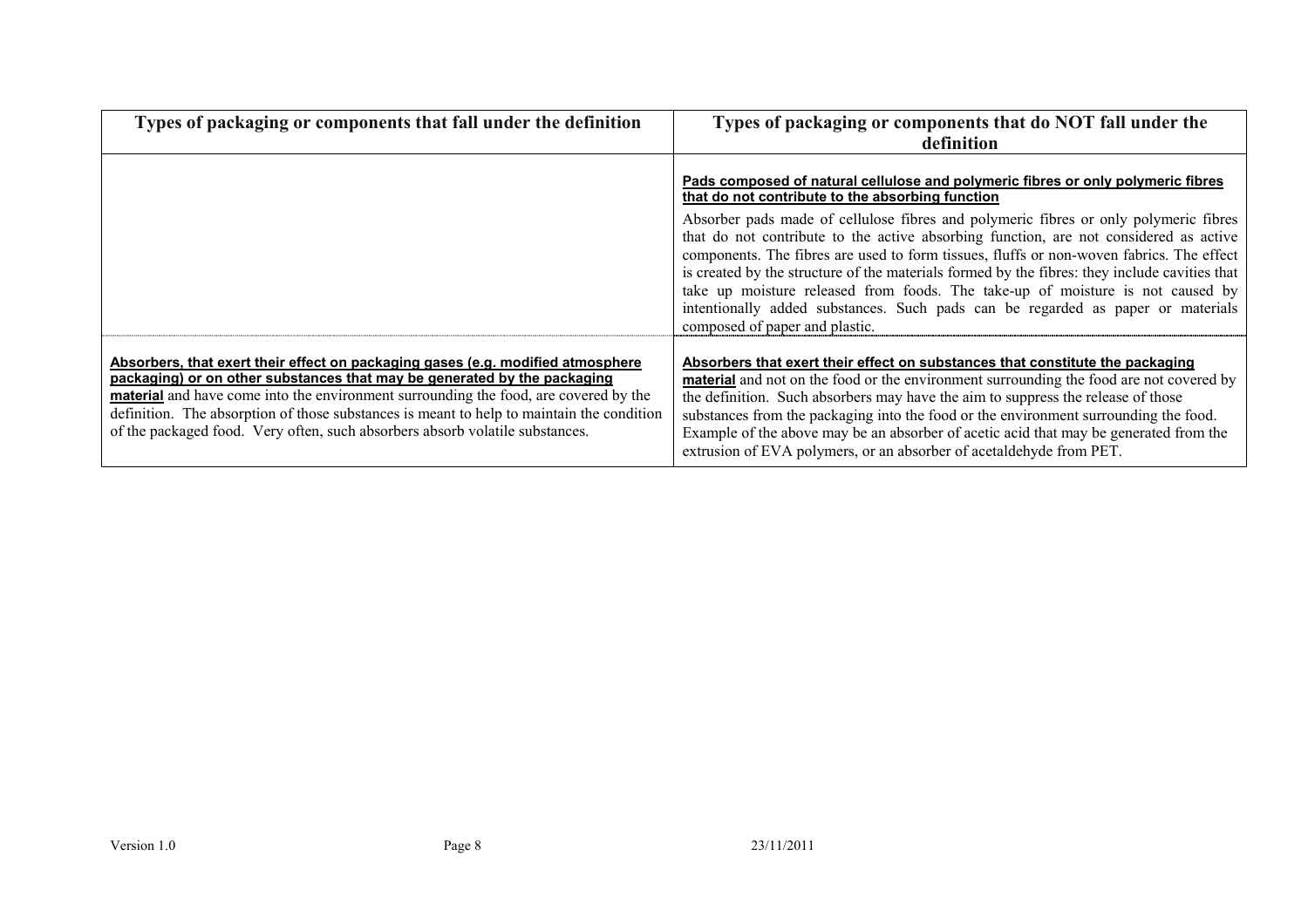| Types of packaging or components that fall under the definition | Types of packaging or components that do NOT fall under the definition |
| --- | --- |
| | **Pads composed of natural cellulose and polymeric fibres or only polymeric fibres that do not contribute to the absorbing function**<br><br>Absorber pads made of cellulose fibres and polymeric fibres or only polymeric fibres that do not contribute to the active absorbing function, are not considered as active components. The fibres are used to form tissues, fluffs or non-woven fabrics. The effect is created by the structure of the materials formed by the fibres: they include cavities that take up moisture released from foods. The take-up of moisture is not caused by intentionally added substances. Such pads can be regarded as paper or materials composed of paper and plastic. |
| **Absorbers, that exert their effect on packaging gases (e.g. modified atmosphere packaging) or on other substances that may be generated by the packaging material** and have come into the environment surrounding the food, are covered by the definition. The absorption of those substances is meant to help to maintain the condition of the packaged food. Very often, such absorbers absorb volatile substances. | **Absorbers that exert their effect on substances that constitute the packaging material** and not on the food or the environment surrounding the food are not covered by the definition. Such absorbers may have the aim to suppress the release of those substances from the packaging into the food or the environment surrounding the food. Example of the above may be an absorber of acetic acid that may be generated from the extrusion of EVA polymers, or an absorber of acetaldehyde from PET. |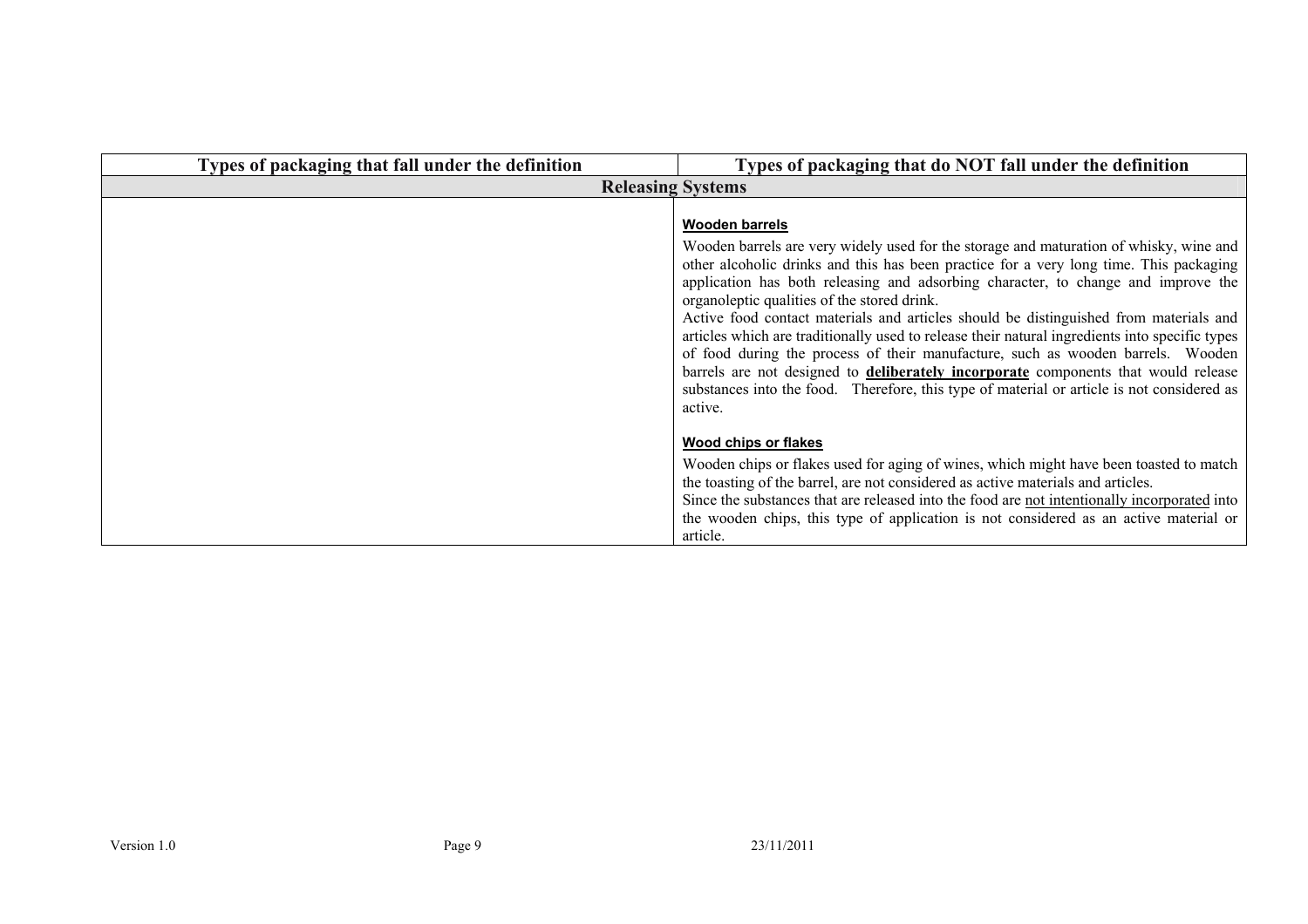| Types of packaging that fall under the definition | Types of packaging that do NOT fall under the definition |
|---|---|
| **Releasing Systems** | |
| | **Wooden barrels**<br><br>Wooden barrels are very widely used for the storage and maturation of whisky, wine and other alcoholic drinks and this has been practice for a very long time. This packaging application has both releasing and adsorbing character, to change and improve the organoleptic qualities of the stored drink.<br>Active food contact materials and articles should be distinguished from materials and articles which are traditionally used to release their natural ingredients into specific types of food during the process of their manufacture, such as wooden barrels. Wooden barrels are not designed to **deliberately incorporate** components that would release substances into the food. Therefore, this type of material or article is not considered as active.<br><br>**Wood chips or flakes**<br><br>Wooden chips or flakes used for aging of wines, which might have been toasted to match the toasting of the barrel, are not considered as active materials and articles.<br>Since the substances that are released into the food are not intentionally incorporated into the wooden chips, this type of application is not considered as an active material or article. |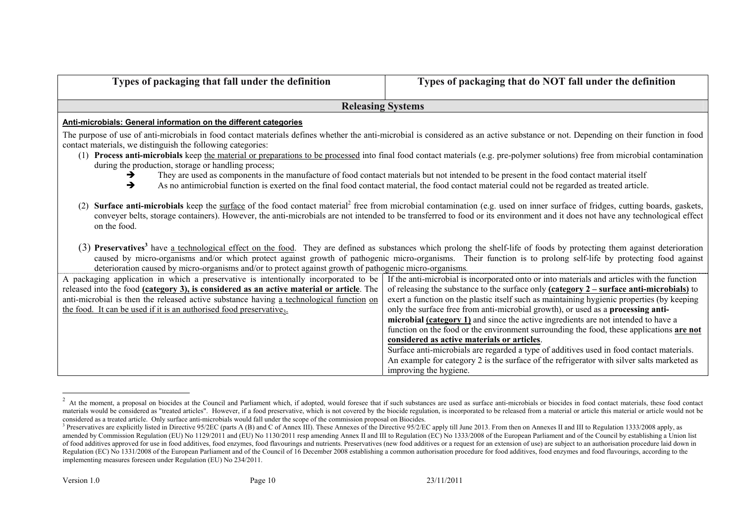| Types of packaging that fall under the definition | Types of packaging that do NOT fall under the definition |
|---|---|
| **Releasing Systems** | |

**Anti-microbials: General information on the different categories**

The purpose of use of anti-microbials in food contact materials defines whether the anti-microbial is considered as an active substance or not. Depending on their function in food contact materials, we distinguish the following categories:

(1) **Process anti-microbials** keep the material or preparations to be processed into final food contact materials (e.g. pre-polymer solutions) free from microbial contamination during the production, storage or handling process;

- ➔ They are used as components in the manufacture of food contact materials but not intended to be present in the food contact material itself
- ➔ As no antimicrobial function is exerted on the final food contact material, the food contact material could not be regarded as treated article.

(2) **Surface anti-microbials** keep the surface of the food contact material[2] free from microbial contamination (e.g. used on inner surface of fridges, cutting boards, gaskets, conveyer belts, storage containers). However, the anti-microbials are not intended to be transferred to food or its environment and it does not have any technological effect on the food.

(3) **Preservatives**[3] have a technological effect on the food. They are defined as substances which prolong the shelf-life of foods by protecting them against deterioration caused by micro-organisms and/or which protect against growth of pathogenic micro-organisms. Their function is to prolong self-life by protecting food against deterioration caused by micro-organisms and/or to protect against growth of pathogenic micro-organisms.

| Types of packaging that fall under the definition | Types of packaging that do NOT fall under the definition |
|---|---|
| A packaging application in which a preservative is intentionally incorporated to be released into the food **(category 3), is considered as an active material or article**. The anti-microbial is then the released active substance having a technological function on the food. It can be used if it is an authorised food preservative[3]. | If the anti-microbial is incorporated onto or into materials and articles with the function of releasing the substance to the surface only **(category 2 – surface anti-microbials)** to exert a function on the plastic itself such as maintaining hygienic properties (by keeping only the surface free from anti-microbial growth), or used as a **processing anti-microbial (category 1)** and since the active ingredients are not intended to have a function on the food or the environment surrounding the food, these applications **are not considered as active materials or articles**.<br>Surface anti-microbials are regarded a type of additives used in food contact materials. An example for category 2 is the surface of the refrigerator with silver salts marketed as improving the hygiene. |

---

[2] At the moment, a proposal on biocides at the Council and Parliament which, if adopted, would foresee that if such substances are used as surface anti-microbials or biocides in food contact materials, these food contact materials would be considered as "treated articles". However, if a food preservative, which is not covered by the biocide regulation, is incorporated to be released from a material or article this material or article would not be considered as a treated article. Only surface anti-microbials would fall under the scope of the commission proposal on Biocides.

[3] Preservatives are explicitly listed in Directive 95/2EC (parts A (B) and C of Annex III). These Annexes of the Directive 95/2/EC apply till June 2013. From then on Annexes II and III to Regulation 1333/2008 apply, as amended by Commission Regulation (EU) No 1129/2011 and (EU) No 1130/2011 resp amending Annex II and III to Regulation (EC) No 1333/2008 of the European Parliament and of the Council by establishing a Union list of food additives approved for use in food additives, food enzymes, food flavourings and nutrients. Preservatives (new food additives or a request for an extension of use) are subject to an authorisation procedure laid down in Regulation (EC) No 1331/2008 of the European Parliament and of the Council of 16 December 2008 establishing a common authorisation procedure for food additives, food enzymes and food flavourings, according to the implementing measures foreseen under Regulation (EU) No 234/2011.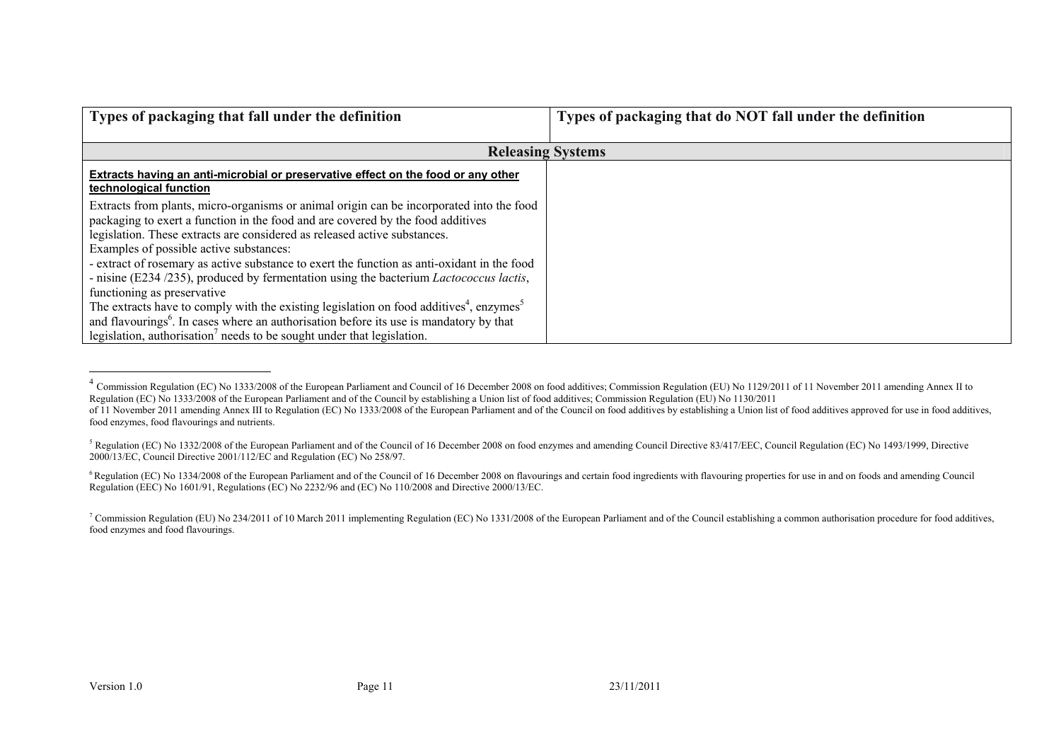| Types of packaging that fall under the definition | Types of packaging that do NOT fall under the definition |
|---|---|
| **Releasing Systems** | |
| **Extracts having an anti-microbial or preservative effect on the food or any other technological function**<br><br>Extracts from plants, micro-organisms or animal origin can be incorporated into the food packaging to exert a function in the food and are covered by the food additives legislation. These extracts are considered as released active substances.<br>Examples of possible active substances:<br>- extract of rosemary as active substance to exert the function as anti-oxidant in the food<br>- nisine (E234 /235), produced by fermentation using the bacterium *Lactococcus lactis*, functioning as preservative<br>The extracts have to comply with the existing legislation on food additives[4], enzymes[5] and flavourings[6]. In cases where an authorisation before its use is mandatory by that legislation, authorisation[7] needs to be sought under that legislation. | |

[4] Commission Regulation (EC) No 1333/2008 of the European Parliament and Council of 16 December 2008 on food additives; Commission Regulation (EU) No 1129/2011 of 11 November 2011 amending Annex II to Regulation (EC) No 1333/2008 of the European Parliament and of the Council by establishing a Union list of food additives; Commission Regulation (EU) No 1130/2011 of 11 November 2011 amending Annex III to Regulation (EC) No 1333/2008 of the European Parliament and of the Council on food additives by establishing a Union list of food additives approved for use in food additives, food enzymes, food flavourings and nutrients.

[5] Regulation (EC) No 1332/2008 of the European Parliament and of the Council of 16 December 2008 on food enzymes and amending Council Directive 83/417/EEC, Council Regulation (EC) No 1493/1999, Directive 2000/13/EC, Council Directive 2001/112/EC and Regulation (EC) No 258/97.

[6] Regulation (EC) No 1334/2008 of the European Parliament and of the Council of 16 December 2008 on flavourings and certain food ingredients with flavouring properties for use in and on foods and amending Council Regulation (EEC) No 1601/91, Regulations (EC) No 2232/96 and (EC) No 110/2008 and Directive 2000/13/EC.

[7] Commission Regulation (EU) No 234/2011 of 10 March 2011 implementing Regulation (EC) No 1331/2008 of the European Parliament and of the Council establishing a common authorisation procedure for food additives, food enzymes and food flavourings.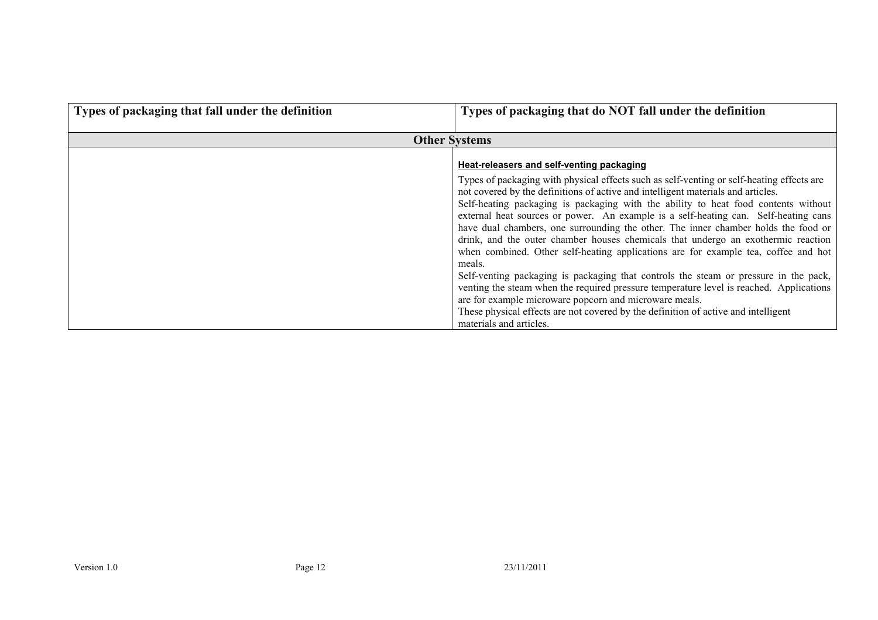| Types of packaging that fall under the definition | Types of packaging that do NOT fall under the definition |
|---|---|
| **Other Systems** | |
| | **Heat-releasers and self-venting packaging**<br><br>Types of packaging with physical effects such as self-venting or self-heating effects are not covered by the definitions of active and intelligent materials and articles.<br>Self-heating packaging is packaging with the ability to heat food contents without external heat sources or power. An example is a self-heating can. Self-heating cans have dual chambers, one surrounding the other. The inner chamber holds the food or drink, and the outer chamber houses chemicals that undergo an exothermic reaction when combined. Other self-heating applications are for example tea, coffee and hot meals.<br>Self-venting packaging is packaging that controls the steam or pressure in the pack, venting the steam when the required pressure temperature level is reached. Applications are for example microware popcorn and microware meals.<br>These physical effects are not covered by the definition of active and intelligent materials and articles. |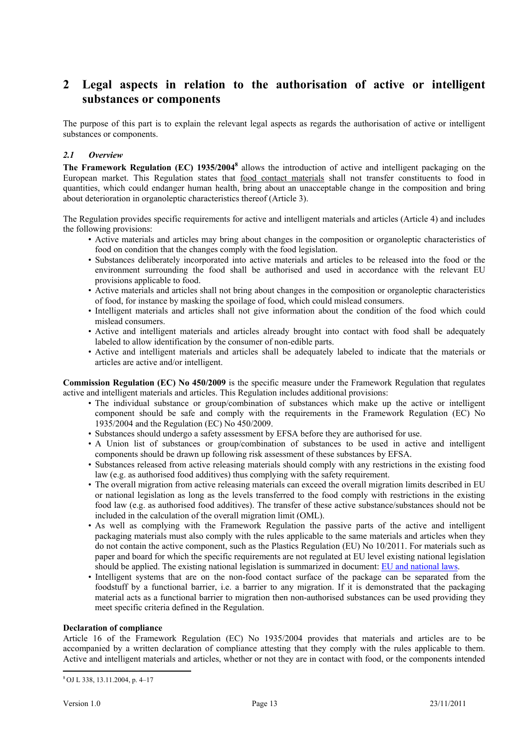# 2 Legal aspects in relation to the authorisation of active or intelligent substances or components

The purpose of this part is to explain the relevant legal aspects as regards the authorisation of active or intelligent substances or components.

### *2.1 Overview*

**The Framework Regulation (EC) 1935/2004**[8] allows the introduction of active and intelligent packaging on the European market. This Regulation states that food contact materials shall not transfer constituents to food in quantities, which could endanger human health, bring about an unacceptable change in the composition and bring about deterioration in organoleptic characteristics thereof (Article 3).

The Regulation provides specific requirements for active and intelligent materials and articles (Article 4) and includes the following provisions:

- Active materials and articles may bring about changes in the composition or organoleptic characteristics of food on condition that the changes comply with the food legislation.
- Substances deliberately incorporated into active materials and articles to be released into the food or the environment surrounding the food shall be authorised and used in accordance with the relevant EU provisions applicable to food.
- Active materials and articles shall not bring about changes in the composition or organoleptic characteristics of food, for instance by masking the spoilage of food, which could mislead consumers.
- Intelligent materials and articles shall not give information about the condition of the food which could mislead consumers.
- Active and intelligent materials and articles already brought into contact with food shall be adequately labeled to allow identification by the consumer of non-edible parts.
- Active and intelligent materials and articles shall be adequately labeled to indicate that the materials or articles are active and/or intelligent.

**Commission Regulation (EC) No 450/2009** is the specific measure under the Framework Regulation that regulates active and intelligent materials and articles. This Regulation includes additional provisions:

- The individual substance or group/combination of substances which make up the active or intelligent component should be safe and comply with the requirements in the Framework Regulation (EC) No 1935/2004 and the Regulation (EC) No 450/2009.
- Substances should undergo a safety assessment by EFSA before they are authorised for use.
- A Union list of substances or group/combination of substances to be used in active and intelligent components should be drawn up following risk assessment of these substances by EFSA.
- Substances released from active releasing materials should comply with any restrictions in the existing food law (e.g. as authorised food additives) thus complying with the safety requirement.
- The overall migration from active releasing materials can exceed the overall migration limits described in EU or national legislation as long as the levels transferred to the food comply with restrictions in the existing food law (e.g. as authorised food additives). The transfer of these active substance/substances should not be included in the calculation of the overall migration limit (OML).
- As well as complying with the Framework Regulation the passive parts of the active and intelligent packaging materials must also comply with the rules applicable to the same materials and articles when they do not contain the active component, such as the Plastics Regulation (EU) No 10/2011. For materials such as paper and board for which the specific requirements are not regulated at EU level existing national legislation should be applied. The existing national legislation is summarized in document: EU and national laws.
- Intelligent systems that are on the non-food contact surface of the package can be separated from the foodstuff by a functional barrier, i.e. a barrier to any migration. If it is demonstrated that the packaging material acts as a functional barrier to migration then non-authorised substances can be used providing they meet specific criteria defined in the Regulation.

**Declaration of compliance**

Article 16 of the Framework Regulation (EC) No 1935/2004 provides that materials and articles are to be accompanied by a written declaration of compliance attesting that they comply with the rules applicable to them. Active and intelligent materials and articles, whether or not they are in contact with food, or the components intended

[8] OJ L 338, 13.11.2004, p. 4–17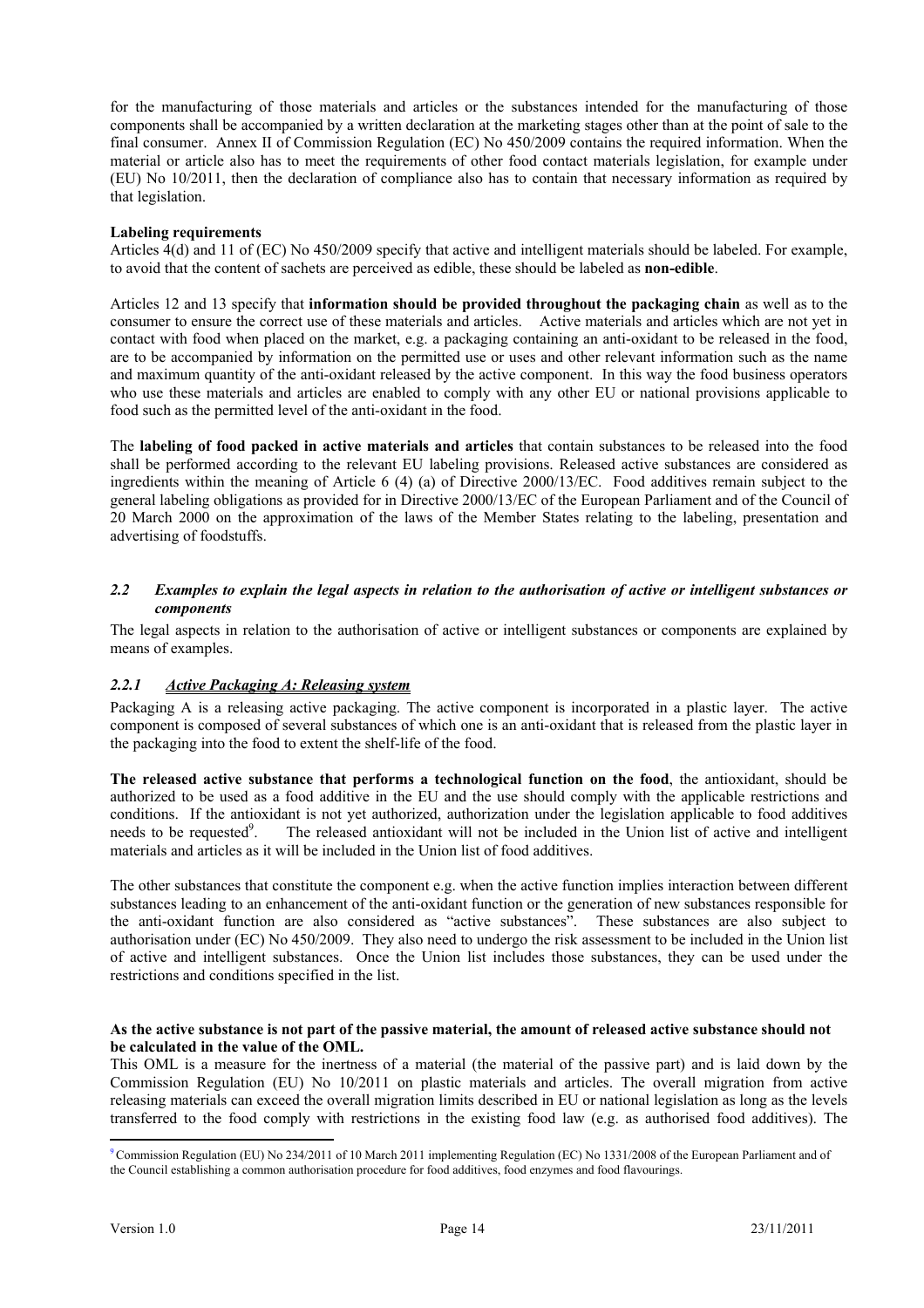for the manufacturing of those materials and articles or the substances intended for the manufacturing of those components shall be accompanied by a written declaration at the marketing stages other than at the point of sale to the final consumer. Annex II of Commission Regulation (EC) No 450/2009 contains the required information. When the material or article also has to meet the requirements of other food contact materials legislation, for example under (EU) No 10/2011, then the declaration of compliance also has to contain that necessary information as required by that legislation.

**Labeling requirements**

Articles 4(d) and 11 of (EC) No 450/2009 specify that active and intelligent materials should be labeled. For example, to avoid that the content of sachets are perceived as edible, these should be labeled as **non-edible**.

Articles 12 and 13 specify that **information should be provided throughout the packaging chain** as well as to the consumer to ensure the correct use of these materials and articles. Active materials and articles which are not yet in contact with food when placed on the market, e.g. a packaging containing an anti-oxidant to be released in the food, are to be accompanied by information on the permitted use or uses and other relevant information such as the name and maximum quantity of the anti-oxidant released by the active component. In this way the food business operators who use these materials and articles are enabled to comply with any other EU or national provisions applicable to food such as the permitted level of the anti-oxidant in the food.

The **labeling of food packed in active materials and articles** that contain substances to be released into the food shall be performed according to the relevant EU labeling provisions. Released active substances are considered as ingredients within the meaning of Article 6 (4) (a) of Directive 2000/13/EC. Food additives remain subject to the general labeling obligations as provided for in Directive 2000/13/EC of the European Parliament and of the Council of 20 March 2000 on the approximation of the laws of the Member States relating to the labeling, presentation and advertising of foodstuffs.

### *2.2 Examples to explain the legal aspects in relation to the authorisation of active or intelligent substances or components*

The legal aspects in relation to the authorisation of active or intelligent substances or components are explained by means of examples.

#### *2.2.1 Active Packaging A: Releasing system*

Packaging A is a releasing active packaging. The active component is incorporated in a plastic layer. The active component is composed of several substances of which one is an anti-oxidant that is released from the plastic layer in the packaging into the food to extent the shelf-life of the food.

**The released active substance that performs a technological function on the food**, the antioxidant, should be authorized to be used as a food additive in the EU and the use should comply with the applicable restrictions and conditions. If the antioxidant is not yet authorized, authorization under the legislation applicable to food additives needs to be requested[9]. The released antioxidant will not be included in the Union list of active and intelligent materials and articles as it will be included in the Union list of food additives.

The other substances that constitute the component e.g. when the active function implies interaction between different substances leading to an enhancement of the anti-oxidant function or the generation of new substances responsible for the anti-oxidant function are also considered as "active substances". These substances are also subject to authorisation under (EC) No 450/2009. They also need to undergo the risk assessment to be included in the Union list of active and intelligent substances. Once the Union list includes those substances, they can be used under the restrictions and conditions specified in the list.

**As the active substance is not part of the passive material, the amount of released active substance should not be calculated in the value of the OML.**

This OML is a measure for the inertness of a material (the material of the passive part) and is laid down by the Commission Regulation (EU) No 10/2011 on plastic materials and articles. The overall migration from active releasing materials can exceed the overall migration limits described in EU or national legislation as long as the levels transferred to the food comply with restrictions in the existing food law (e.g. as authorised food additives). The

[9] Commission Regulation (EU) No 234/2011 of 10 March 2011 implementing Regulation (EC) No 1331/2008 of the European Parliament and of the Council establishing a common authorisation procedure for food additives, food enzymes and food flavourings.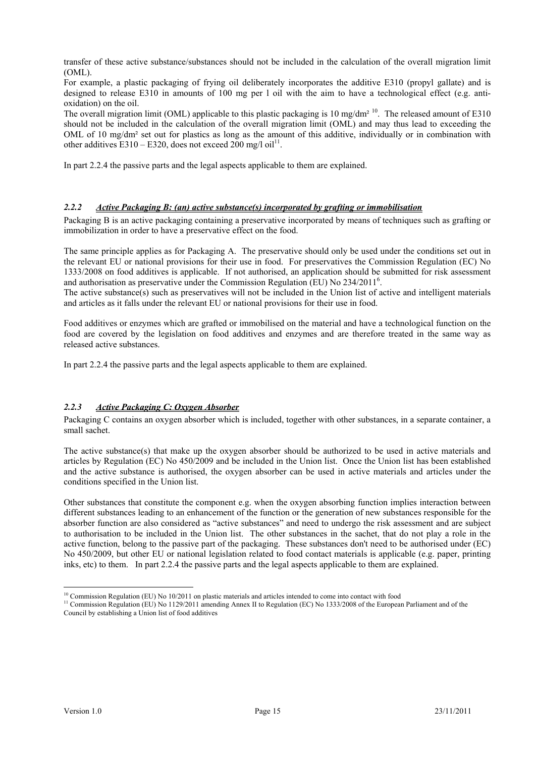transfer of these active substance/substances should not be included in the calculation of the overall migration limit (OML).

For example, a plastic packaging of frying oil deliberately incorporates the additive E310 (propyl gallate) and is designed to release E310 in amounts of 100 mg per l oil with the aim to have a technological effect (e.g. anti-oxidation) on the oil.

The overall migration limit (OML) applicable to this plastic packaging is 10 mg/dm² [10]. The released amount of E310 should not be included in the calculation of the overall migration limit (OML) and may thus lead to exceeding the OML of 10 mg/dm² set out for plastics as long as the amount of this additive, individually or in combination with other additives E310 – E320, does not exceed 200 mg/l oil[11].

In part 2.2.4 the passive parts and the legal aspects applicable to them are explained.

### *2.2.2 Active Packaging B: (an) active substance(s) incorporated by grafting or immobilisation*

Packaging B is an active packaging containing a preservative incorporated by means of techniques such as grafting or immobilization in order to have a preservative effect on the food.

The same principle applies as for Packaging A. The preservative should only be used under the conditions set out in the relevant EU or national provisions for their use in food. For preservatives the Commission Regulation (EC) No 1333/2008 on food additives is applicable. If not authorised, an application should be submitted for risk assessment and authorisation as preservative under the Commission Regulation (EU) No 234/2011[6].

The active substance(s) such as preservatives will not be included in the Union list of active and intelligent materials and articles as it falls under the relevant EU or national provisions for their use in food.

Food additives or enzymes which are grafted or immobilised on the material and have a technological function on the food are covered by the legislation on food additives and enzymes and are therefore treated in the same way as released active substances.

In part 2.2.4 the passive parts and the legal aspects applicable to them are explained.

### *2.2.3 Active Packaging C: Oxygen Absorber*

Packaging C contains an oxygen absorber which is included, together with other substances, in a separate container, a small sachet.

The active substance(s) that make up the oxygen absorber should be authorized to be used in active materials and articles by Regulation (EC) No 450/2009 and be included in the Union list. Once the Union list has been established and the active substance is authorised, the oxygen absorber can be used in active materials and articles under the conditions specified in the Union list.

Other substances that constitute the component e.g. when the oxygen absorbing function implies interaction between different substances leading to an enhancement of the function or the generation of new substances responsible for the absorber function are also considered as "active substances" and need to undergo the risk assessment and are subject to authorisation to be included in the Union list. The other substances in the sachet, that do not play a role in the active function, belong to the passive part of the packaging. These substances don't need to be authorised under (EC) No 450/2009, but other EU or national legislation related to food contact materials is applicable (e.g. paper, printing inks, etc) to them. In part 2.2.4 the passive parts and the legal aspects applicable to them are explained.

---

[10] Commission Regulation (EU) No 10/2011 on plastic materials and articles intended to come into contact with food

[11] Commission Regulation (EU) No 1129/2011 amending Annex II to Regulation (EC) No 1333/2008 of the European Parliament and of the Council by establishing a Union list of food additives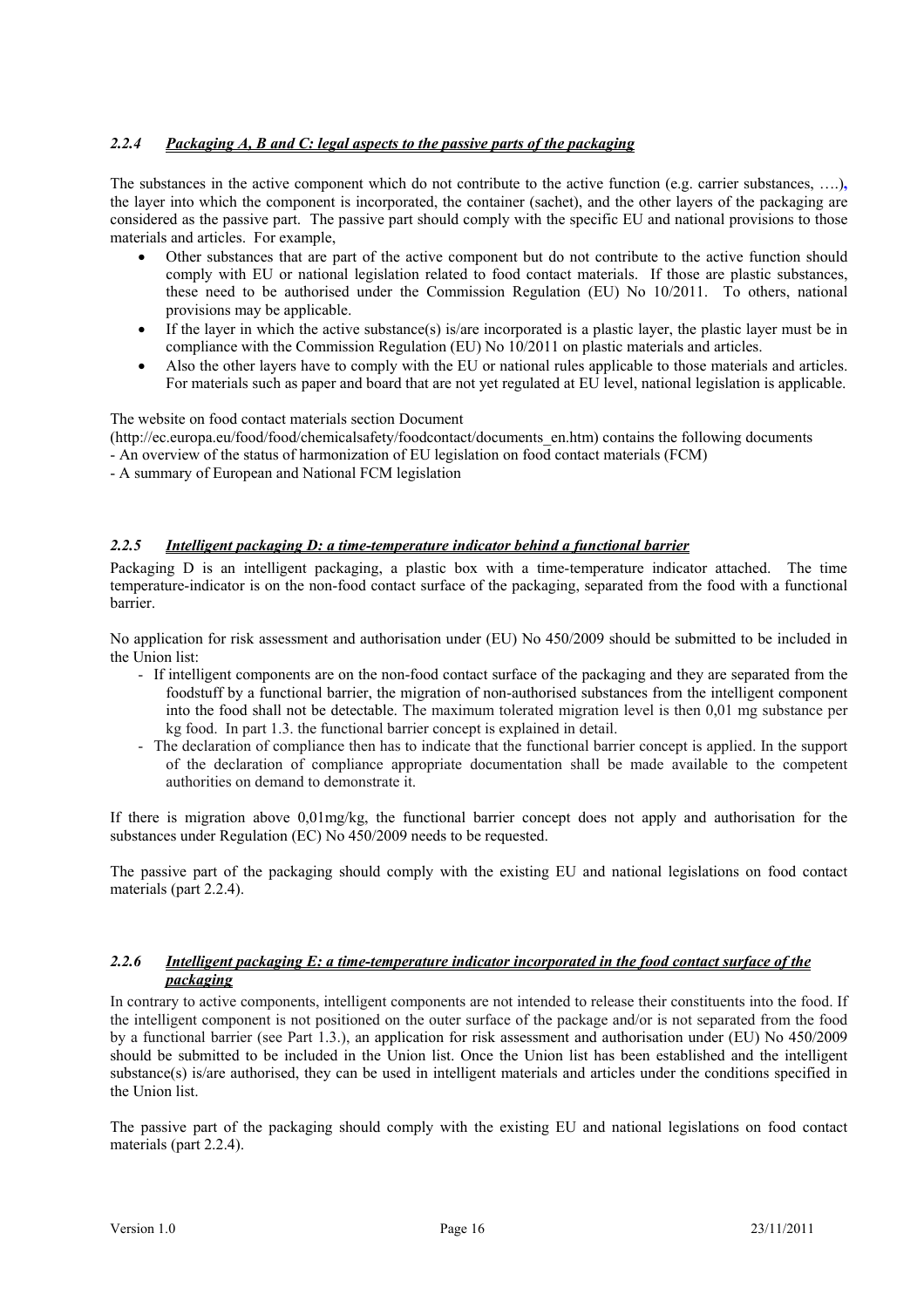### *2.2.4 Packaging A, B and C: legal aspects to the passive parts of the packaging*

The substances in the active component which do not contribute to the active function (e.g. carrier substances, ….), the layer into which the component is incorporated, the container (sachet), and the other layers of the packaging are considered as the passive part. The passive part should comply with the specific EU and national provisions to those materials and articles. For example,

- Other substances that are part of the active component but do not contribute to the active function should comply with EU or national legislation related to food contact materials. If those are plastic substances, these need to be authorised under the Commission Regulation (EU) No 10/2011. To others, national provisions may be applicable.
- If the layer in which the active substance(s) is/are incorporated is a plastic layer, the plastic layer must be in compliance with the Commission Regulation (EU) No 10/2011 on plastic materials and articles.
- Also the other layers have to comply with the EU or national rules applicable to those materials and articles. For materials such as paper and board that are not yet regulated at EU level, national legislation is applicable.

The website on food contact materials section Document
(http://ec.europa.eu/food/food/chemicalsafety/foodcontact/documents_en.htm) contains the following documents
- An overview of the status of harmonization of EU legislation on food contact materials (FCM)
- A summary of European and National FCM legislation

### *2.2.5 Intelligent packaging D: a time-temperature indicator behind a functional barrier*

Packaging D is an intelligent packaging, a plastic box with a time-temperature indicator attached. The time temperature-indicator is on the non-food contact surface of the packaging, separated from the food with a functional barrier.

No application for risk assessment and authorisation under (EU) No 450/2009 should be submitted to be included in the Union list:

- If intelligent components are on the non-food contact surface of the packaging and they are separated from the foodstuff by a functional barrier, the migration of non-authorised substances from the intelligent component into the food shall not be detectable. The maximum tolerated migration level is then 0,01 mg substance per kg food. In part 1.3. the functional barrier concept is explained in detail.
- The declaration of compliance then has to indicate that the functional barrier concept is applied. In the support of the declaration of compliance appropriate documentation shall be made available to the competent authorities on demand to demonstrate it.

If there is migration above 0,01mg/kg, the functional barrier concept does not apply and authorisation for the substances under Regulation (EC) No 450/2009 needs to be requested.

The passive part of the packaging should comply with the existing EU and national legislations on food contact materials (part 2.2.4).

### *2.2.6 Intelligent packaging E: a time-temperature indicator incorporated in the food contact surface of the packaging*

In contrary to active components, intelligent components are not intended to release their constituents into the food. If the intelligent component is not positioned on the outer surface of the package and/or is not separated from the food by a functional barrier (see Part 1.3.), an application for risk assessment and authorisation under (EU) No 450/2009 should be submitted to be included in the Union list. Once the Union list has been established and the intelligent substance(s) is/are authorised, they can be used in intelligent materials and articles under the conditions specified in the Union list.

The passive part of the packaging should comply with the existing EU and national legislations on food contact materials (part 2.2.4).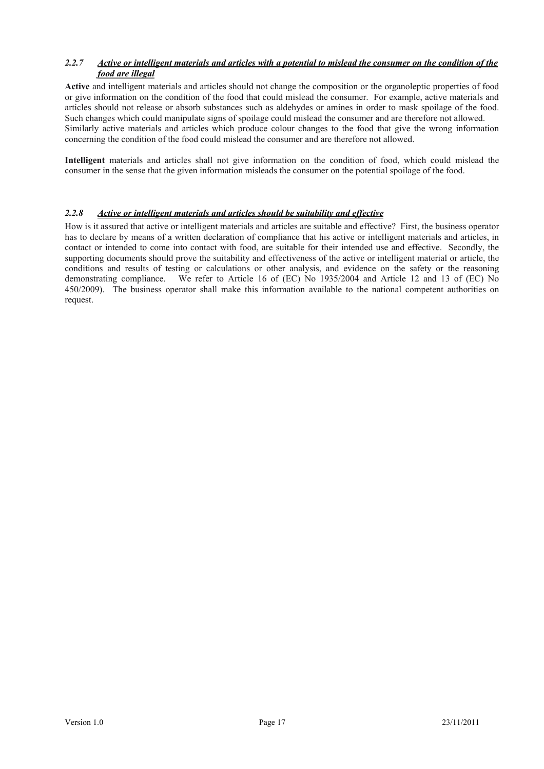### *2.2.7 <u>Active or intelligent materials and articles with a potential to mislead the consumer on the condition of the food are illegal</u>*

**Active** and intelligent materials and articles should not change the composition or the organoleptic properties of food or give information on the condition of the food that could mislead the consumer. For example, active materials and articles should not release or absorb substances such as aldehydes or amines in order to mask spoilage of the food. Such changes which could manipulate signs of spoilage could mislead the consumer and are therefore not allowed. Similarly active materials and articles which produce colour changes to the food that give the wrong information concerning the condition of the food could mislead the consumer and are therefore not allowed.

**Intelligent** materials and articles shall not give information on the condition of food, which could mislead the consumer in the sense that the given information misleads the consumer on the potential spoilage of the food.

### *2.2.8 <u>Active or intelligent materials and articles should be suitability and effective</u>*

How is it assured that active or intelligent materials and articles are suitable and effective? First, the business operator has to declare by means of a written declaration of compliance that his active or intelligent materials and articles, in contact or intended to come into contact with food, are suitable for their intended use and effective. Secondly, the supporting documents should prove the suitability and effectiveness of the active or intelligent material or article, the conditions and results of testing or calculations or other analysis, and evidence on the safety or the reasoning demonstrating compliance. We refer to Article 16 of (EC) No 1935/2004 and Article 12 and 13 of (EC) No 450/2009). The business operator shall make this information available to the national competent authorities on request.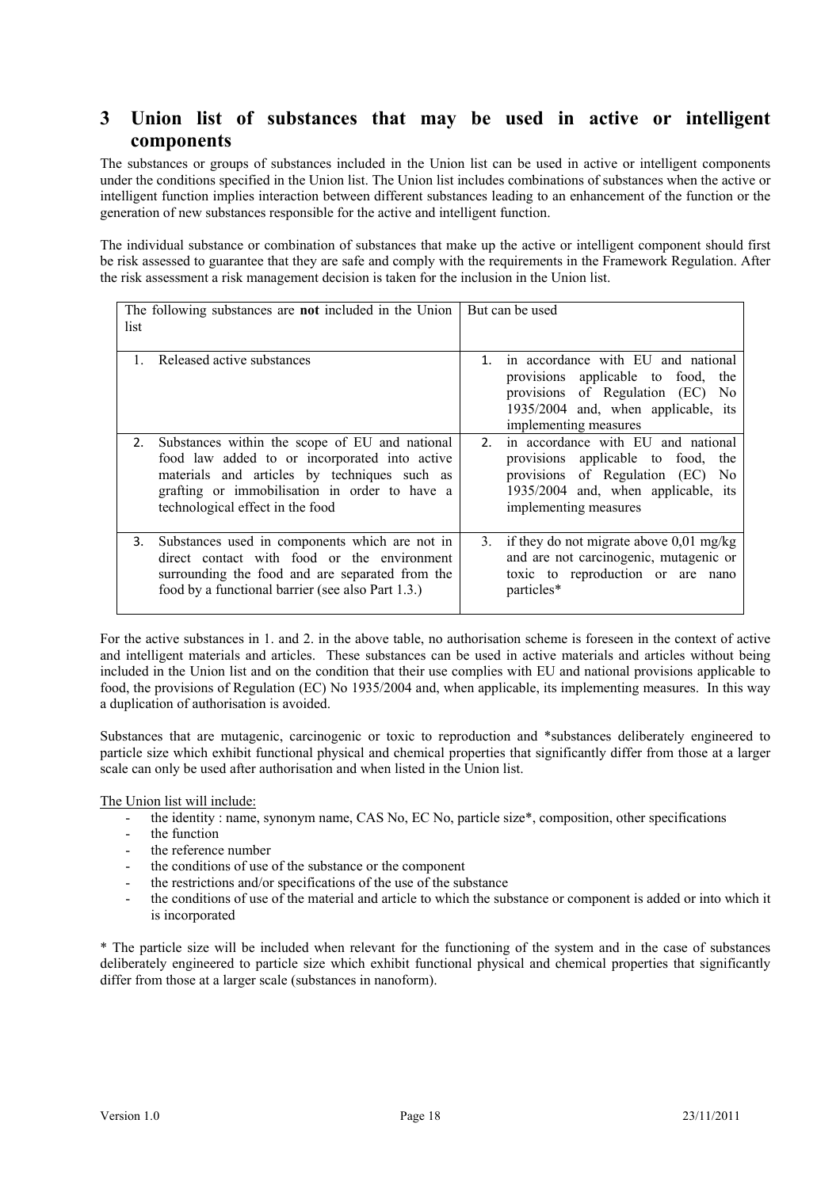# 3 Union list of substances that may be used in active or intelligent components

The substances or groups of substances included in the Union list can be used in active or intelligent components under the conditions specified in the Union list. The Union list includes combinations of substances when the active or intelligent function implies interaction between different substances leading to an enhancement of the function or the generation of new substances responsible for the active and intelligent function.

The individual substance or combination of substances that make up the active or intelligent component should first be risk assessed to guarantee that they are safe and comply with the requirements in the Framework Regulation. After the risk assessment a risk management decision is taken for the inclusion in the Union list.

| The following substances are **not** included in the Union list | But can be used |
|---|---|
| 1. Released active substances | 1. in accordance with EU and national provisions applicable to food, the provisions of Regulation (EC) No 1935/2004 and, when applicable, its implementing measures |
| 2. Substances within the scope of EU and national food law added to or incorporated into active materials and articles by techniques such as grafting or immobilisation in order to have a technological effect in the food | 2. in accordance with EU and national provisions applicable to food, the provisions of Regulation (EC) No 1935/2004 and, when applicable, its implementing measures |
| 3. Substances used in components which are not in direct contact with food or the environment surrounding the food and are separated from the food by a functional barrier (see also Part 1.3.) | 3. if they do not migrate above 0,01 mg/kg and are not carcinogenic, mutagenic or toxic to reproduction or are nano particles* |

For the active substances in 1. and 2. in the above table, no authorisation scheme is foreseen in the context of active and intelligent materials and articles. These substances can be used in active materials and articles without being included in the Union list and on the condition that their use complies with EU and national provisions applicable to food, the provisions of Regulation (EC) No 1935/2004 and, when applicable, its implementing measures. In this way a duplication of authorisation is avoided.

Substances that are mutagenic, carcinogenic or toxic to reproduction and *substances deliberately engineered to particle size which exhibit functional physical and chemical properties that significantly differ from those at a larger scale can only be used after authorisation and when listed in the Union list.

The Union list will include:

- the identity : name, synonym name, CAS No, EC No, particle size*, composition, other specifications
- the function
- the reference number
- the conditions of use of the substance or the component
- the restrictions and/or specifications of the use of the substance
- the conditions of use of the material and article to which the substance or component is added or into which it is incorporated

* The particle size will be included when relevant for the functioning of the system and in the case of substances deliberately engineered to particle size which exhibit functional physical and chemical properties that significantly differ from those at a larger scale (substances in nanoform).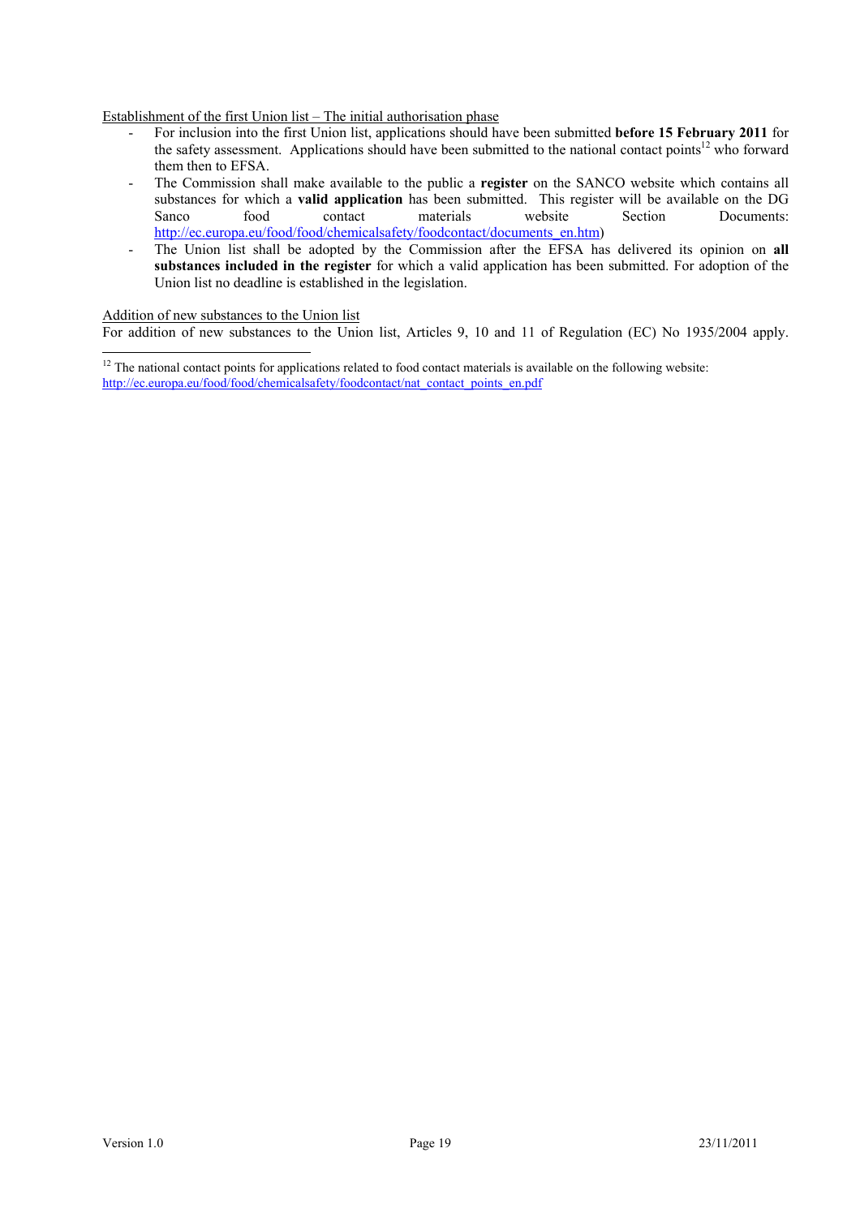Establishment of the first Union list – The initial authorisation phase

- For inclusion into the first Union list, applications should have been submitted **before 15 February 2011** for the safety assessment. Applications should have been submitted to the national contact points[12] who forward them then to EFSA.
- The Commission shall make available to the public a **register** on the SANCO website which contains all substances for which a **valid application** has been submitted. This register will be available on the DG Sanco food contact materials website Section Documents: http://ec.europa.eu/food/food/chemicalsafety/foodcontact/documents_en.htm)
- The Union list shall be adopted by the Commission after the EFSA has delivered its opinion on **all substances included in the register** for which a valid application has been submitted. For adoption of the Union list no deadline is established in the legislation.

Addition of new substances to the Union list

For addition of new substances to the Union list, Articles 9, 10 and 11 of Regulation (EC) No 1935/2004 apply.

[12] The national contact points for applications related to food contact materials is available on the following website: http://ec.europa.eu/food/food/chemicalsafety/foodcontact/nat_contact_points_en.pdf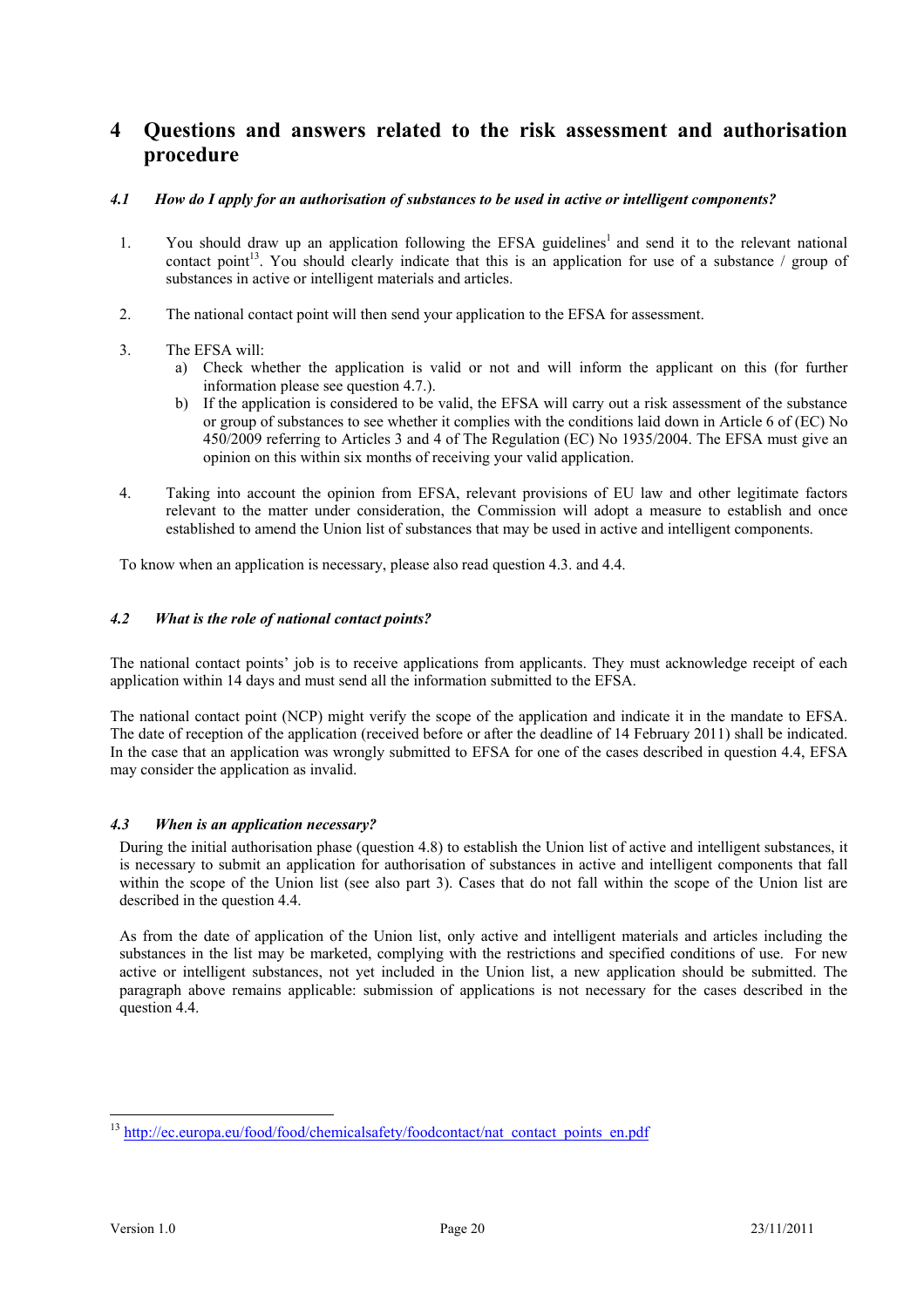# 4 Questions and answers related to the risk assessment and authorisation procedure

### *4.1 How do I apply for an authorisation of substances to be used in active or intelligent components?*

1. You should draw up an application following the EFSA guidelines[1] and send it to the relevant national contact point[13]. You should clearly indicate that this is an application for use of a substance / group of substances in active or intelligent materials and articles.

2. The national contact point will then send your application to the EFSA for assessment.

3. The EFSA will:
   a) Check whether the application is valid or not and will inform the applicant on this (for further information please see question 4.7.).
   b) If the application is considered to be valid, the EFSA will carry out a risk assessment of the substance or group of substances to see whether it complies with the conditions laid down in Article 6 of (EC) No 450/2009 referring to Articles 3 and 4 of The Regulation (EC) No 1935/2004. The EFSA must give an opinion on this within six months of receiving your valid application.

4. Taking into account the opinion from EFSA, relevant provisions of EU law and other legitimate factors relevant to the matter under consideration, the Commission will adopt a measure to establish and once established to amend the Union list of substances that may be used in active and intelligent components.

To know when an application is necessary, please also read question 4.3. and 4.4.

### *4.2 What is the role of national contact points?*

The national contact points' job is to receive applications from applicants. They must acknowledge receipt of each application within 14 days and must send all the information submitted to the EFSA.

The national contact point (NCP) might verify the scope of the application and indicate it in the mandate to EFSA. The date of reception of the application (received before or after the deadline of 14 February 2011) shall be indicated. In the case that an application was wrongly submitted to EFSA for one of the cases described in question 4.4, EFSA may consider the application as invalid.

### *4.3 When is an application necessary?*

During the initial authorisation phase (question 4.8) to establish the Union list of active and intelligent substances, it is necessary to submit an application for authorisation of substances in active and intelligent components that fall within the scope of the Union list (see also part 3). Cases that do not fall within the scope of the Union list are described in the question 4.4.

As from the date of application of the Union list, only active and intelligent materials and articles including the substances in the list may be marketed, complying with the restrictions and specified conditions of use. For new active or intelligent substances, not yet included in the Union list, a new application should be submitted. The paragraph above remains applicable: submission of applications is not necessary for the cases described in the question 4.4.

---

[13] http://ec.europa.eu/food/food/chemicalsafety/foodcontact/nat_contact_points_en.pdf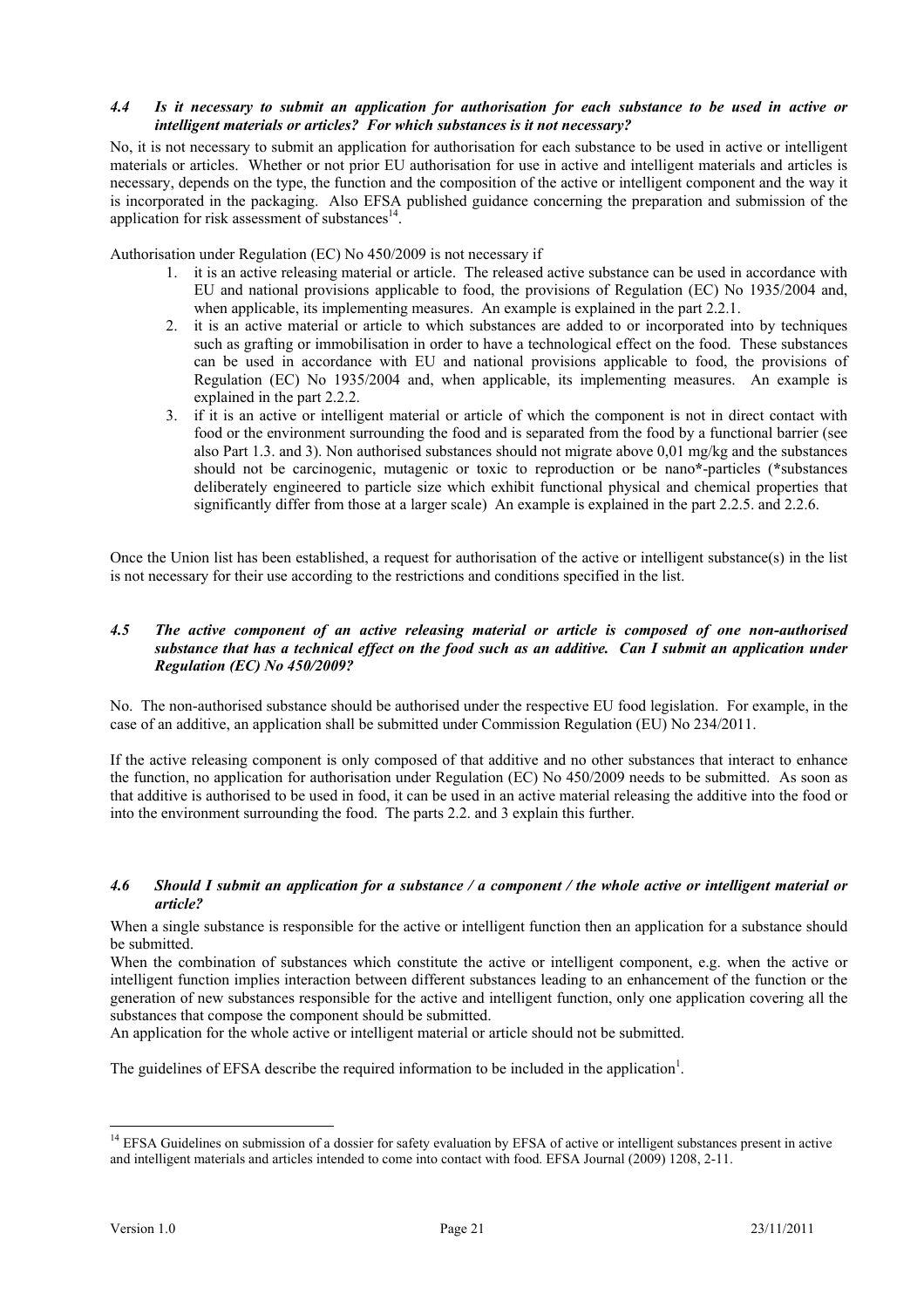### *4.4 Is it necessary to submit an application for authorisation for each substance to be used in active or intelligent materials or articles? For which substances is it not necessary?*

No, it is not necessary to submit an application for authorisation for each substance to be used in active or intelligent materials or articles. Whether or not prior EU authorisation for use in active and intelligent materials and articles is necessary, depends on the type, the function and the composition of the active or intelligent component and the way it is incorporated in the packaging. Also EFSA published guidance concerning the preparation and submission of the application for risk assessment of substances[14].

Authorisation under Regulation (EC) No 450/2009 is not necessary if

1. it is an active releasing material or article. The released active substance can be used in accordance with EU and national provisions applicable to food, the provisions of Regulation (EC) No 1935/2004 and, when applicable, its implementing measures. An example is explained in the part 2.2.1.
2. it is an active material or article to which substances are added to or incorporated into by techniques such as grafting or immobilisation in order to have a technological effect on the food. These substances can be used in accordance with EU and national provisions applicable to food, the provisions of Regulation (EC) No 1935/2004 and, when applicable, its implementing measures. An example is explained in the part 2.2.2.
3. if it is an active or intelligent material or article of which the component is not in direct contact with food or the environment surrounding the food and is separated from the food by a functional barrier (see also Part 1.3. and 3). Non authorised substances should not migrate above 0,01 mg/kg and the substances should not be carcinogenic, mutagenic or toxic to reproduction or be nano*-particles (*substances deliberately engineered to particle size which exhibit functional physical and chemical properties that significantly differ from those at a larger scale) An example is explained in the part 2.2.5. and 2.2.6.

Once the Union list has been established, a request for authorisation of the active or intelligent substance(s) in the list is not necessary for their use according to the restrictions and conditions specified in the list.

### *4.5 The active component of an active releasing material or article is composed of one non-authorised substance that has a technical effect on the food such as an additive. Can I submit an application under Regulation (EC) No 450/2009?*

No. The non-authorised substance should be authorised under the respective EU food legislation. For example, in the case of an additive, an application shall be submitted under Commission Regulation (EU) No 234/2011.

If the active releasing component is only composed of that additive and no other substances that interact to enhance the function, no application for authorisation under Regulation (EC) No 450/2009 needs to be submitted. As soon as that additive is authorised to be used in food, it can be used in an active material releasing the additive into the food or into the environment surrounding the food. The parts 2.2. and 3 explain this further.

### *4.6 Should I submit an application for a substance / a component / the whole active or intelligent material or article?*

When a single substance is responsible for the active or intelligent function then an application for a substance should be submitted.

When the combination of substances which constitute the active or intelligent component, e.g. when the active or intelligent function implies interaction between different substances leading to an enhancement of the function or the generation of new substances responsible for the active and intelligent function, only one application covering all the substances that compose the component should be submitted.

An application for the whole active or intelligent material or article should not be submitted.

The guidelines of EFSA describe the required information to be included in the application[1].

---

[14] EFSA Guidelines on submission of a dossier for safety evaluation by EFSA of active or intelligent substances present in active and intelligent materials and articles intended to come into contact with food. EFSA Journal (2009) 1208, 2-11.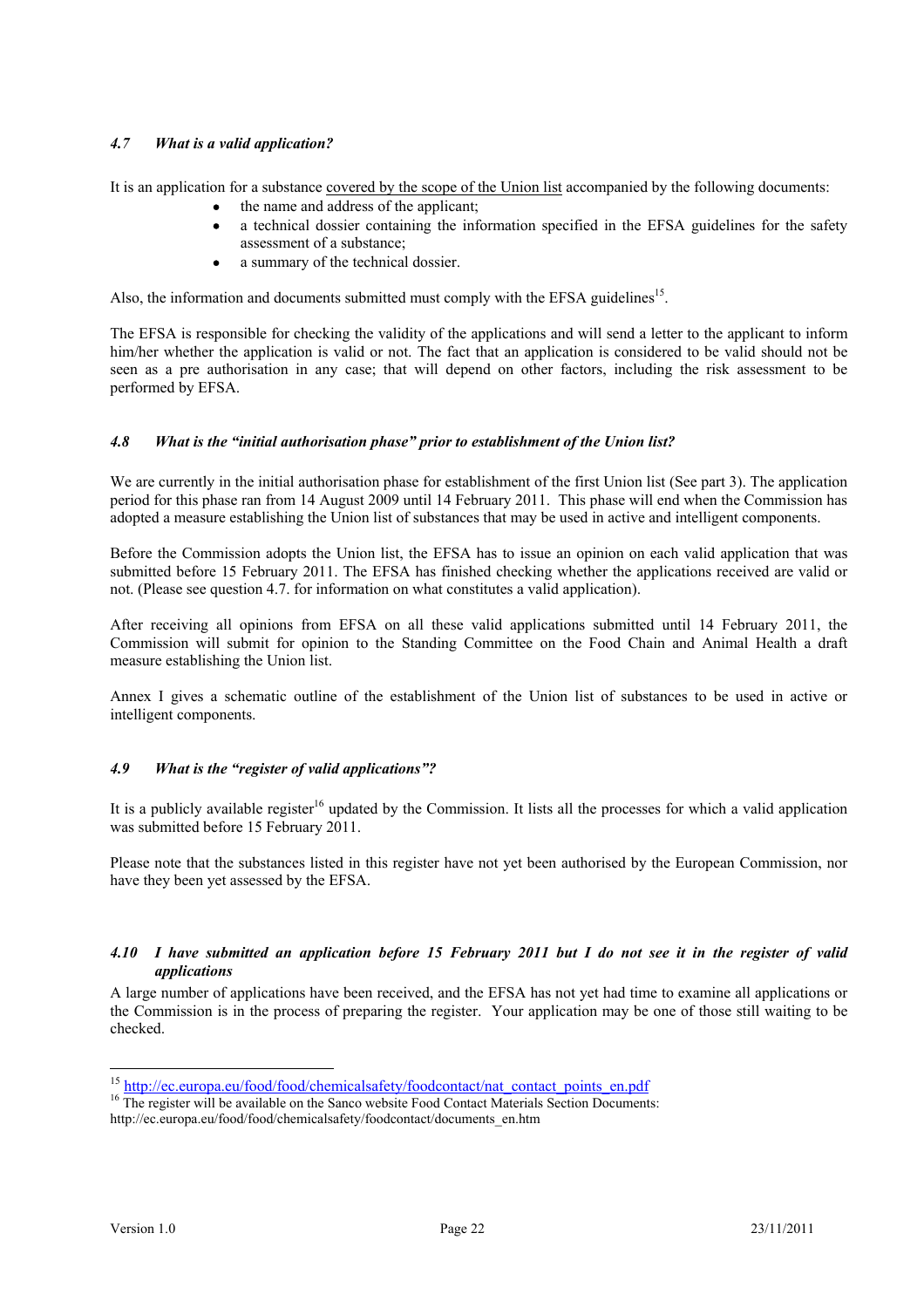### *4.7 What is a valid application?*

It is an application for a substance covered by the scope of the Union list accompanied by the following documents:

- the name and address of the applicant;
- a technical dossier containing the information specified in the EFSA guidelines for the safety assessment of a substance;
- a summary of the technical dossier.

Also, the information and documents submitted must comply with the EFSA guidelines[15].

The EFSA is responsible for checking the validity of the applications and will send a letter to the applicant to inform him/her whether the application is valid or not. The fact that an application is considered to be valid should not be seen as a pre authorisation in any case; that will depend on other factors, including the risk assessment to be performed by EFSA.

### *4.8 What is the "initial authorisation phase" prior to establishment of the Union list?*

We are currently in the initial authorisation phase for establishment of the first Union list (See part 3). The application period for this phase ran from 14 August 2009 until 14 February 2011. This phase will end when the Commission has adopted a measure establishing the Union list of substances that may be used in active and intelligent components.

Before the Commission adopts the Union list, the EFSA has to issue an opinion on each valid application that was submitted before 15 February 2011. The EFSA has finished checking whether the applications received are valid or not. (Please see question 4.7. for information on what constitutes a valid application).

After receiving all opinions from EFSA on all these valid applications submitted until 14 February 2011, the Commission will submit for opinion to the Standing Committee on the Food Chain and Animal Health a draft measure establishing the Union list.

Annex I gives a schematic outline of the establishment of the Union list of substances to be used in active or intelligent components.

### *4.9 What is the "register of valid applications"?*

It is a publicly available register[16] updated by the Commission. It lists all the processes for which a valid application was submitted before 15 February 2011.

Please note that the substances listed in this register have not yet been authorised by the European Commission, nor have they been yet assessed by the EFSA.

### *4.10 I have submitted an application before 15 February 2011 but I do not see it in the register of valid applications*

A large number of applications have been received, and the EFSA has not yet had time to examine all applications or the Commission is in the process of preparing the register. Your application may be one of those still waiting to be checked.

---

[15] http://ec.europa.eu/food/food/chemicalsafety/foodcontact/nat_contact_points_en.pdf

[16] The register will be available on the Sanco website Food Contact Materials Section Documents: http://ec.europa.eu/food/food/chemicalsafety/foodcontact/documents_en.htm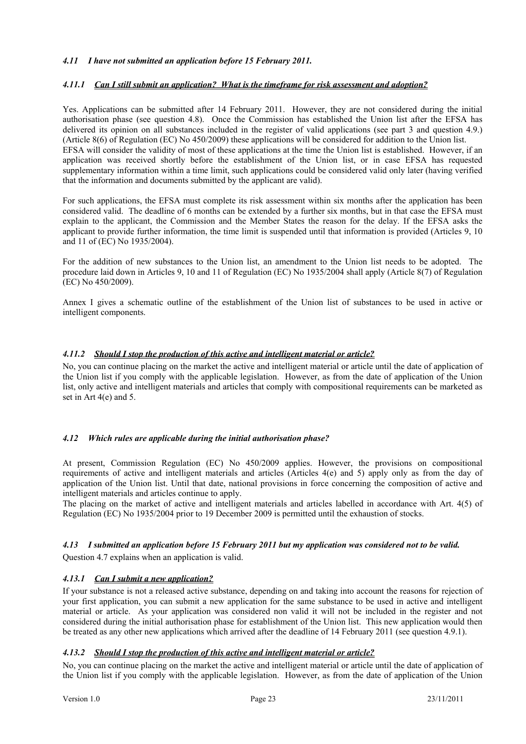#### *4.11 I have not submitted an application before 15 February 2011.*

##### *4.11.1 Can I still submit an application? What is the timeframe for risk assessment and adoption?*

Yes. Applications can be submitted after 14 February 2011. However, they are not considered during the initial authorisation phase (see question 4.8). Once the Commission has established the Union list after the EFSA has delivered its opinion on all substances included in the register of valid applications (see part 3 and question 4.9.) (Article 8(6) of Regulation (EC) No 450/2009) these applications will be considered for addition to the Union list.
EFSA will consider the validity of most of these applications at the time the Union list is established. However, if an application was received shortly before the establishment of the Union list, or in case EFSA has requested supplementary information within a time limit, such applications could be considered valid only later (having verified that the information and documents submitted by the applicant are valid).

For such applications, the EFSA must complete its risk assessment within six months after the application has been considered valid. The deadline of 6 months can be extended by a further six months, but in that case the EFSA must explain to the applicant, the Commission and the Member States the reason for the delay. If the EFSA asks the applicant to provide further information, the time limit is suspended until that information is provided (Articles 9, 10 and 11 of (EC) No 1935/2004).

For the addition of new substances to the Union list, an amendment to the Union list needs to be adopted. The procedure laid down in Articles 9, 10 and 11 of Regulation (EC) No 1935/2004 shall apply (Article 8(7) of Regulation (EC) No 450/2009).

Annex I gives a schematic outline of the establishment of the Union list of substances to be used in active or intelligent components.

##### *4.11.2 Should I stop the production of this active and intelligent material or article?*

No, you can continue placing on the market the active and intelligent material or article until the date of application of the Union list if you comply with the applicable legislation. However, as from the date of application of the Union list, only active and intelligent materials and articles that comply with compositional requirements can be marketed as set in Art 4(e) and 5.

#### *4.12 Which rules are applicable during the initial authorisation phase?*

At present, Commission Regulation (EC) No 450/2009 applies. However, the provisions on compositional requirements of active and intelligent materials and articles (Articles 4(e) and 5) apply only as from the day of application of the Union list. Until that date, national provisions in force concerning the composition of active and intelligent materials and articles continue to apply.
The placing on the market of active and intelligent materials and articles labelled in accordance with Art. 4(5) of Regulation (EC) No 1935/2004 prior to 19 December 2009 is permitted until the exhaustion of stocks.

#### *4.13 I submitted an application before 15 February 2011 but my application was considered not to be valid.*

Question 4.7 explains when an application is valid.

##### *4.13.1 Can I submit a new application?*

If your substance is not a released active substance, depending on and taking into account the reasons for rejection of your first application, you can submit a new application for the same substance to be used in active and intelligent material or article. As your application was considered non valid it will not be included in the register and not considered during the initial authorisation phase for establishment of the Union list. This new application would then be treated as any other new applications which arrived after the deadline of 14 February 2011 (see question 4.9.1).

##### *4.13.2 Should I stop the production of this active and intelligent material or article?*

No, you can continue placing on the market the active and intelligent material or article until the date of application of the Union list if you comply with the applicable legislation. However, as from the date of application of the Union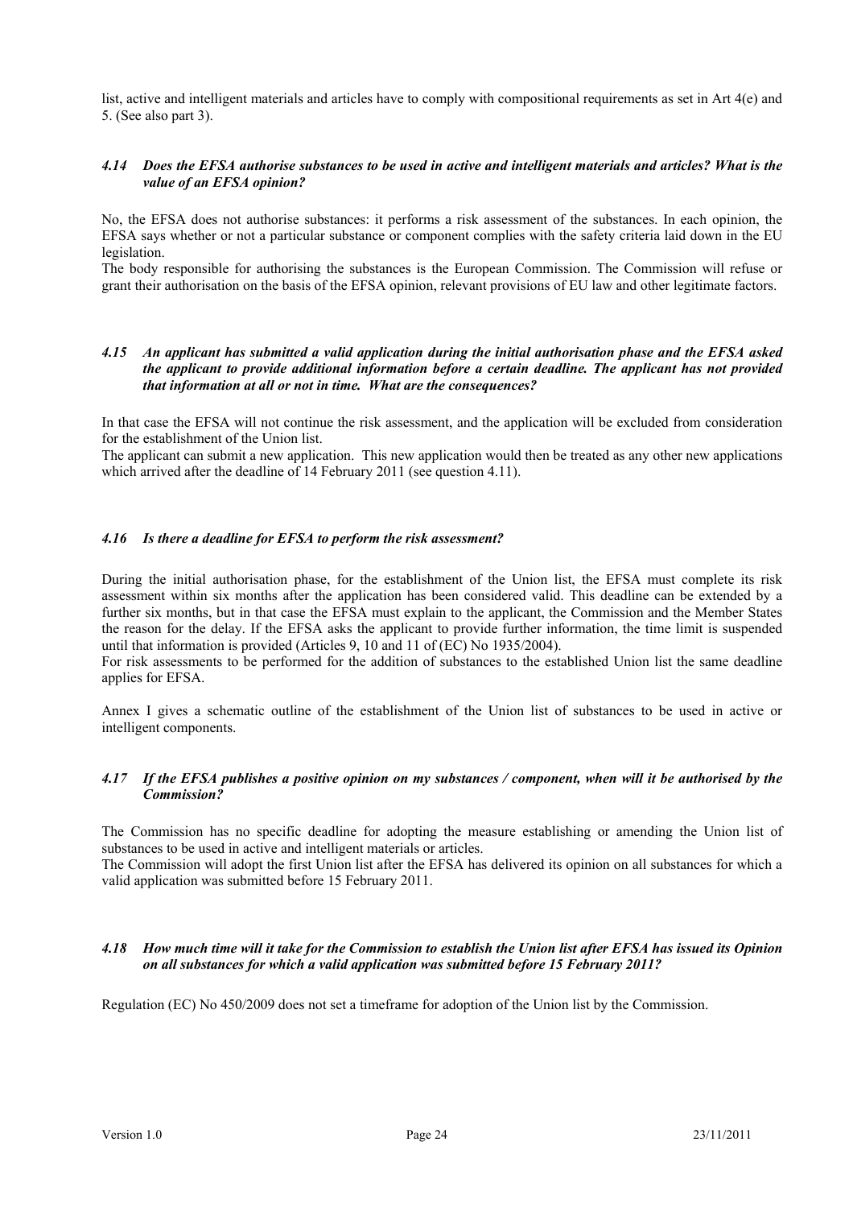list, active and intelligent materials and articles have to comply with compositional requirements as set in Art 4(e) and 5. (See also part 3).

### *4.14 Does the EFSA authorise substances to be used in active and intelligent materials and articles? What is the value of an EFSA opinion?*

No, the EFSA does not authorise substances: it performs a risk assessment of the substances. In each opinion, the EFSA says whether or not a particular substance or component complies with the safety criteria laid down in the EU legislation.

The body responsible for authorising the substances is the European Commission. The Commission will refuse or grant their authorisation on the basis of the EFSA opinion, relevant provisions of EU law and other legitimate factors.

### *4.15 An applicant has submitted a valid application during the initial authorisation phase and the EFSA asked the applicant to provide additional information before a certain deadline. The applicant has not provided that information at all or not in time. What are the consequences?*

In that case the EFSA will not continue the risk assessment, and the application will be excluded from consideration for the establishment of the Union list.

The applicant can submit a new application. This new application would then be treated as any other new applications which arrived after the deadline of 14 February 2011 (see question 4.11).

### *4.16 Is there a deadline for EFSA to perform the risk assessment?*

During the initial authorisation phase, for the establishment of the Union list, the EFSA must complete its risk assessment within six months after the application has been considered valid. This deadline can be extended by a further six months, but in that case the EFSA must explain to the applicant, the Commission and the Member States the reason for the delay. If the EFSA asks the applicant to provide further information, the time limit is suspended until that information is provided (Articles 9, 10 and 11 of (EC) No 1935/2004).

For risk assessments to be performed for the addition of substances to the established Union list the same deadline applies for EFSA.

Annex I gives a schematic outline of the establishment of the Union list of substances to be used in active or intelligent components.

### *4.17 If the EFSA publishes a positive opinion on my substances / component, when will it be authorised by the Commission?*

The Commission has no specific deadline for adopting the measure establishing or amending the Union list of substances to be used in active and intelligent materials or articles.

The Commission will adopt the first Union list after the EFSA has delivered its opinion on all substances for which a valid application was submitted before 15 February 2011.

### *4.18 How much time will it take for the Commission to establish the Union list after EFSA has issued its Opinion on all substances for which a valid application was submitted before 15 February 2011?*

Regulation (EC) No 450/2009 does not set a timeframe for adoption of the Union list by the Commission.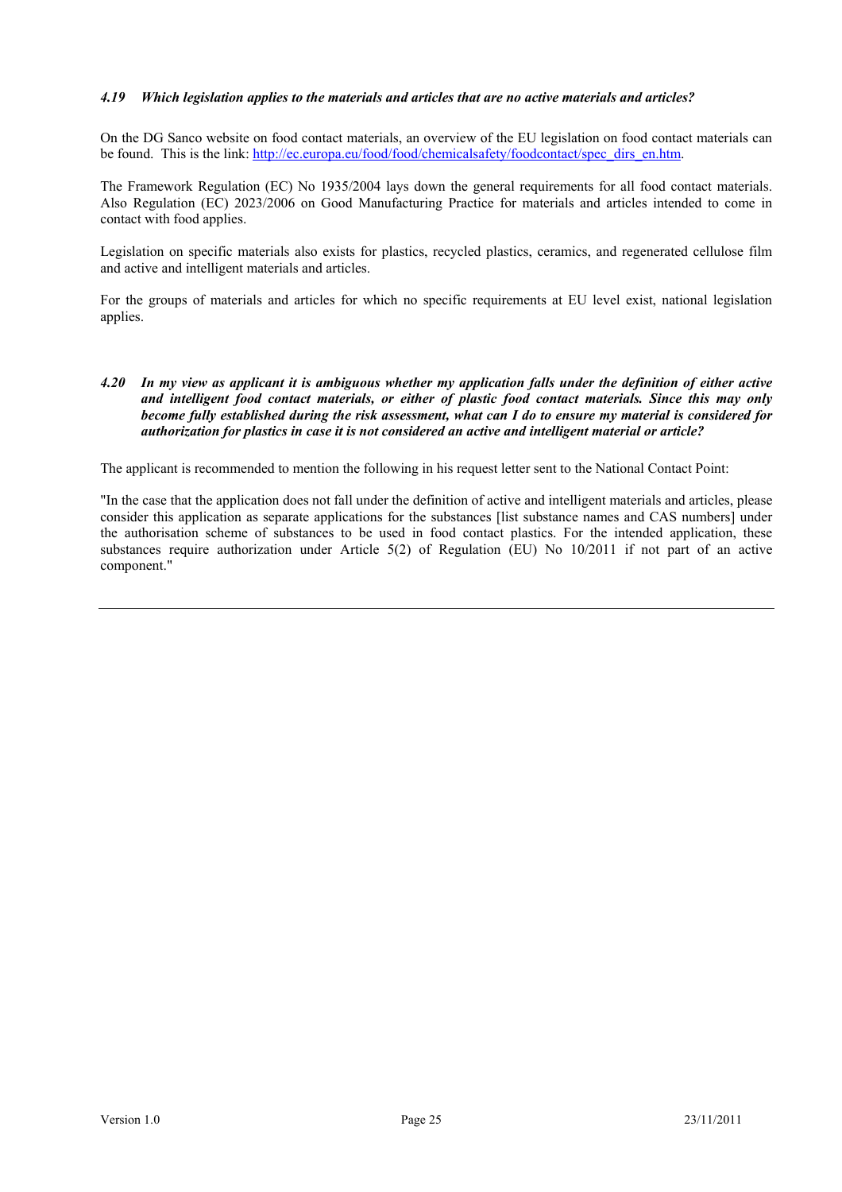### *4.19 Which legislation applies to the materials and articles that are no active materials and articles?*

On the DG Sanco website on food contact materials, an overview of the EU legislation on food contact materials can be found. This is the link: http://ec.europa.eu/food/food/chemicalsafety/foodcontact/spec_dirs_en.htm.

The Framework Regulation (EC) No 1935/2004 lays down the general requirements for all food contact materials. Also Regulation (EC) 2023/2006 on Good Manufacturing Practice for materials and articles intended to come in contact with food applies.

Legislation on specific materials also exists for plastics, recycled plastics, ceramics, and regenerated cellulose film and active and intelligent materials and articles.

For the groups of materials and articles for which no specific requirements at EU level exist, national legislation applies.

### *4.20 In my view as applicant it is ambiguous whether my application falls under the definition of either active and intelligent food contact materials, or either of plastic food contact materials. Since this may only become fully established during the risk assessment, what can I do to ensure my material is considered for authorization for plastics in case it is not considered an active and intelligent material or article?*

The applicant is recommended to mention the following in his request letter sent to the National Contact Point:

"In the case that the application does not fall under the definition of active and intelligent materials and articles, please consider this application as separate applications for the substances [list substance names and CAS numbers] under the authorisation scheme of substances to be used in food contact plastics. For the intended application, these substances require authorization under Article 5(2) of Regulation (EU) No 10/2011 if not part of an active component."

---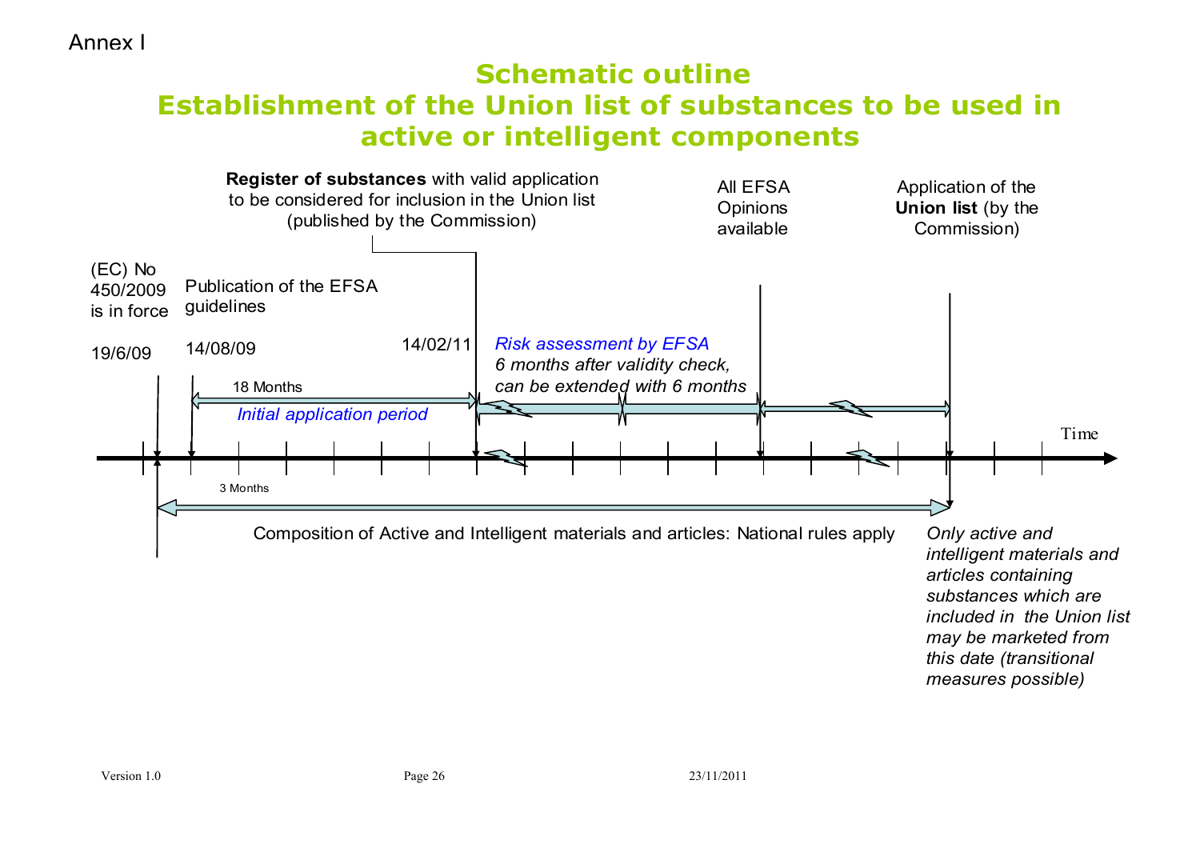Annex I

# Schematic outline

## Establishment of the Union list of substances to be used in active or intelligent components

**Register of substances** with valid application to be considered for inclusion in the Union list (published by the Commission)

All EFSA Opinions available

Application of the **Union list** (by the Commission)

(EC) No 450/2009 is in force

19/6/09

Publication of the EFSA guidelines

14/08/09

14/02/11

*Risk assessment by EFSA*

*6 months after validity check, can be extended with 6 months*

18 Months

*Initial application period*

Time

3 Months

Composition of Active and Intelligent materials and articles: National rules apply

*Only active and intelligent materials and articles containing substances which are included in the Union list may be marketed from this date (transitional measures possible)*